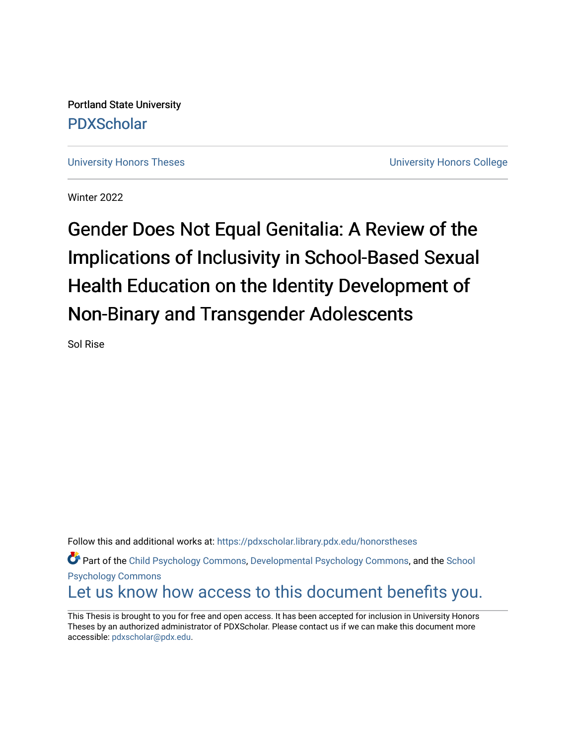Portland State University

PDXScholar

University Honors Theses | University Honors College

Winter 2022

# Gender Does Not Equal Genitalia: A Review of the Implications of Inclusivity in School-Based Sexual Health Education on the Identity Development of Non-Binary and Transgender Adolescents

Sol Rise

Follow this and additional works at: https://pdxscholar.library.pdx.edu/honorstheses

Part of the Child Psychology Commons, Developmental Psychology Commons, and the School Psychology Commons

Let us know how access to this document benefits you.

This Thesis is brought to you for free and open access. It has been accepted for inclusion in University Honors Theses by an authorized administrator of PDXScholar. Please contact us if we can make this document more accessible: pdxscholar@pdx.edu.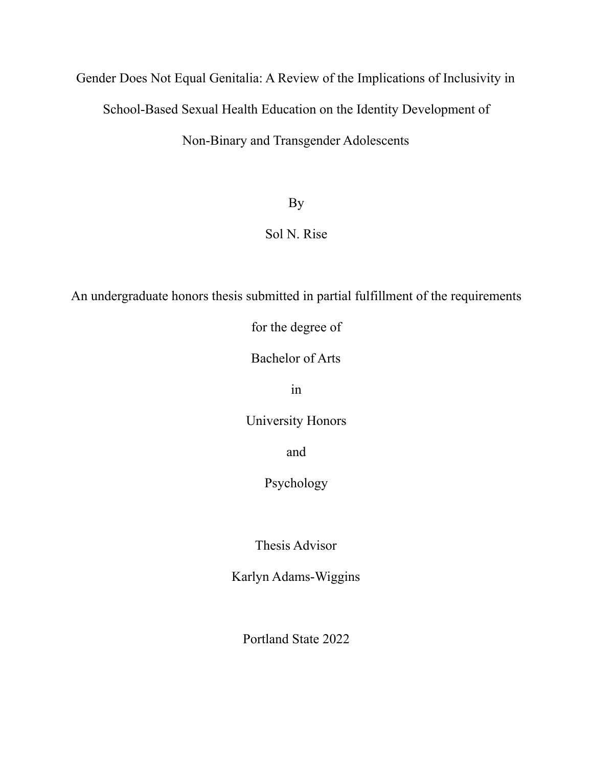# Gender Does Not Equal Genitalia: A Review of the Implications of Inclusivity in School-Based Sexual Health Education on the Identity Development of Non-Binary and Transgender Adolescents

By

Sol N. Rise

An undergraduate honors thesis submitted in partial fulfillment of the requirements

for the degree of

Bachelor of Arts

in

University Honors

and

Psychology

Thesis Advisor

Karlyn Adams-Wiggins

Portland State 2022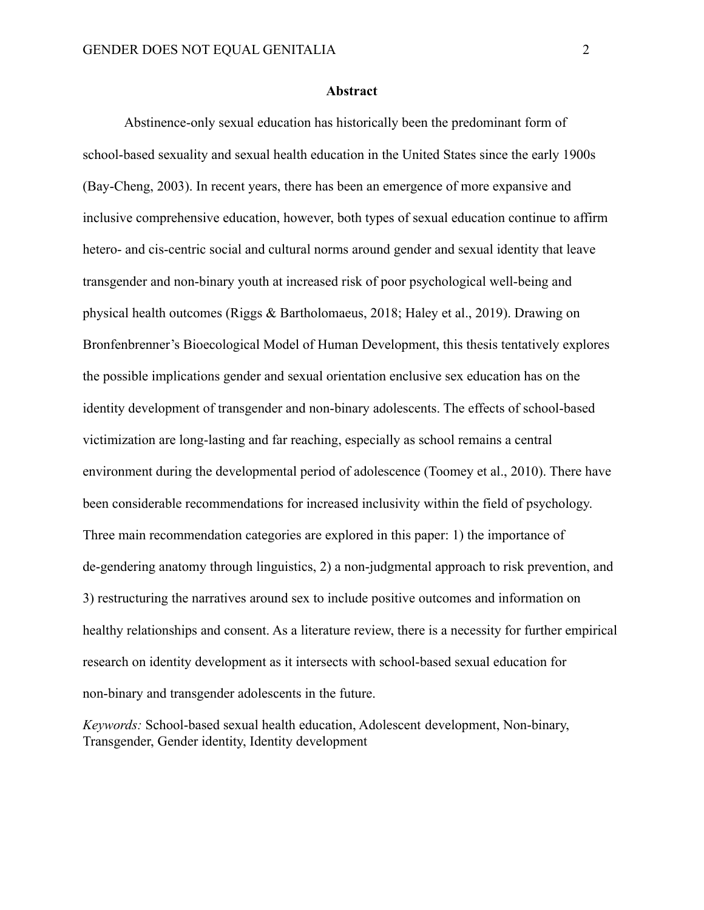## Abstract

Abstinence-only sexual education has historically been the predominant form of school-based sexuality and sexual health education in the United States since the early 1900s (Bay-Cheng, 2003). In recent years, there has been an emergence of more expansive and inclusive comprehensive education, however, both types of sexual education continue to affirm hetero- and cis-centric social and cultural norms around gender and sexual identity that leave transgender and non-binary youth at increased risk of poor psychological well-being and physical health outcomes (Riggs & Bartholomaeus, 2018; Haley et al., 2019). Drawing on Bronfenbrenner's Bioecological Model of Human Development, this thesis tentatively explores the possible implications gender and sexual orientation enclusive sex education has on the identity development of transgender and non-binary adolescents. The effects of school-based victimization are long-lasting and far reaching, especially as school remains a central environment during the developmental period of adolescence (Toomey et al., 2010). There have been considerable recommendations for increased inclusivity within the field of psychology. Three main recommendation categories are explored in this paper: 1) the importance of de-gendering anatomy through linguistics, 2) a non-judgmental approach to risk prevention, and 3) restructuring the narratives around sex to include positive outcomes and information on healthy relationships and consent. As a literature review, there is a necessity for further empirical research on identity development as it intersects with school-based sexual education for non-binary and transgender adolescents in the future.

*Keywords:* School-based sexual health education, Adolescent development, Non-binary, Transgender, Gender identity, Identity development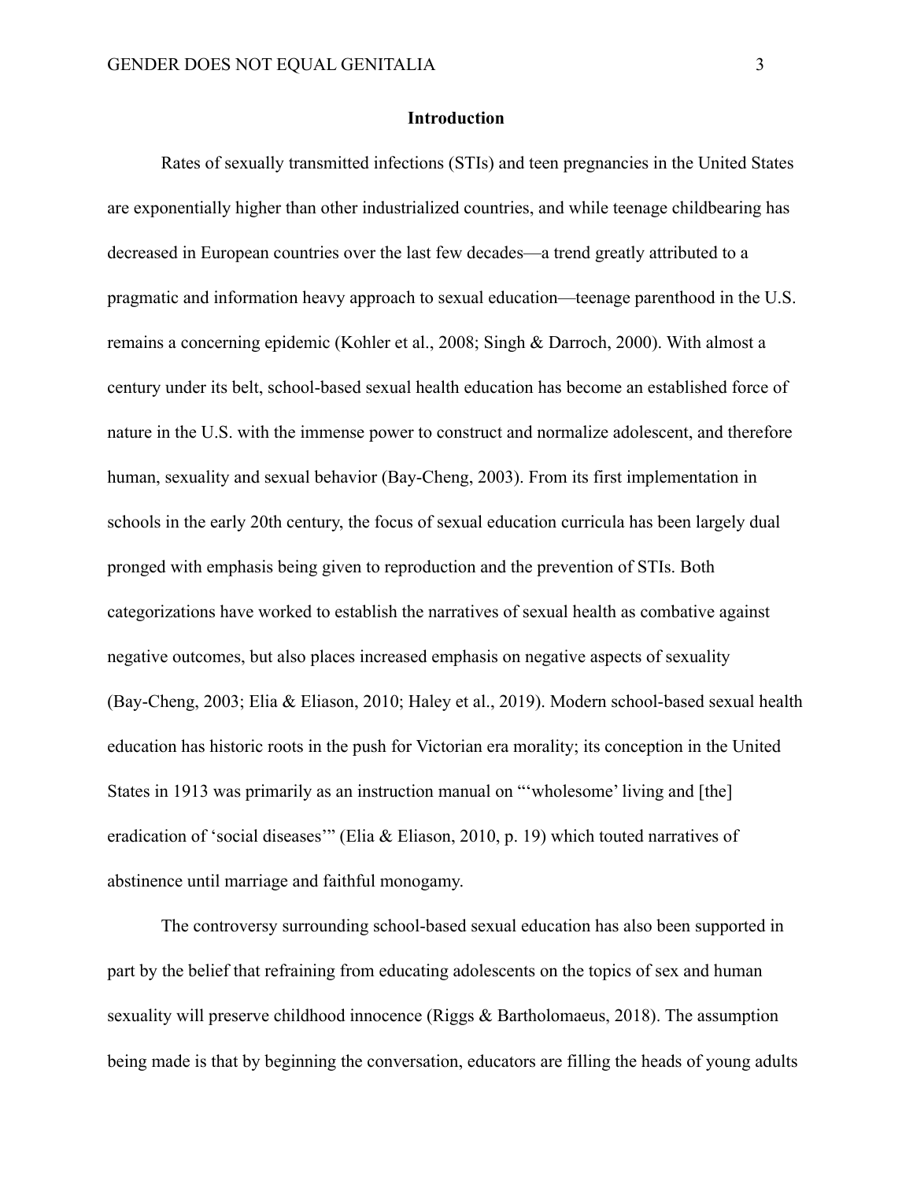## Introduction

Rates of sexually transmitted infections (STIs) and teen pregnancies in the United States are exponentially higher than other industrialized countries, and while teenage childbearing has decreased in European countries over the last few decades—a trend greatly attributed to a pragmatic and information heavy approach to sexual education—teenage parenthood in the U.S. remains a concerning epidemic (Kohler et al., 2008; Singh & Darroch, 2000). With almost a century under its belt, school-based sexual health education has become an established force of nature in the U.S. with the immense power to construct and normalize adolescent, and therefore human, sexuality and sexual behavior (Bay-Cheng, 2003). From its first implementation in schools in the early 20th century, the focus of sexual education curricula has been largely dual pronged with emphasis being given to reproduction and the prevention of STIs. Both categorizations have worked to establish the narratives of sexual health as combative against negative outcomes, but also places increased emphasis on negative aspects of sexuality (Bay-Cheng, 2003; Elia & Eliason, 2010; Haley et al., 2019). Modern school-based sexual health education has historic roots in the push for Victorian era morality; its conception in the United States in 1913 was primarily as an instruction manual on "'wholesome' living and [the] eradication of 'social diseases'" (Elia & Eliason, 2010, p. 19) which touted narratives of abstinence until marriage and faithful monogamy.

The controversy surrounding school-based sexual education has also been supported in part by the belief that refraining from educating adolescents on the topics of sex and human sexuality will preserve childhood innocence (Riggs & Bartholomaeus, 2018). The assumption being made is that by beginning the conversation, educators are filling the heads of young adults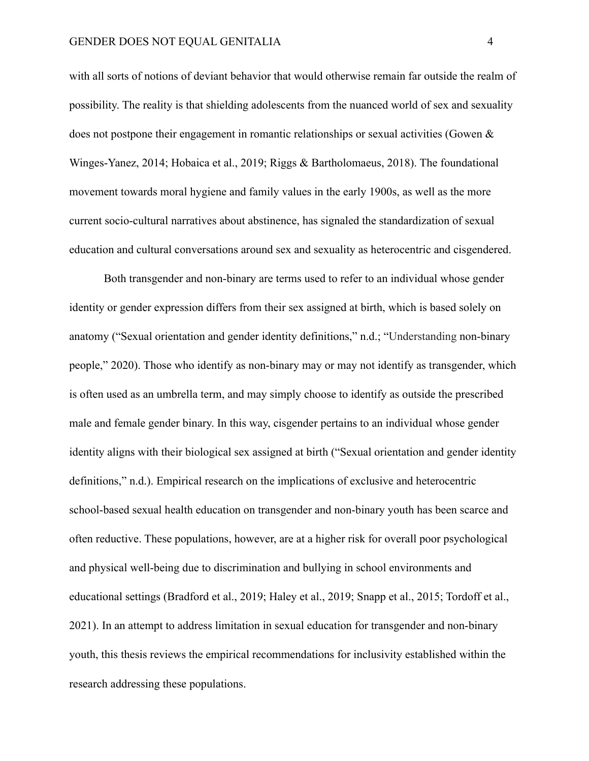with all sorts of notions of deviant behavior that would otherwise remain far outside the realm of possibility. The reality is that shielding adolescents from the nuanced world of sex and sexuality does not postpone their engagement in romantic relationships or sexual activities (Gowen & Winges-Yanez, 2014; Hobaica et al., 2019; Riggs & Bartholomaeus, 2018). The foundational movement towards moral hygiene and family values in the early 1900s, as well as the more current socio-cultural narratives about abstinence, has signaled the standardization of sexual education and cultural conversations around sex and sexuality as heterocentric and cisgendered.

Both transgender and non-binary are terms used to refer to an individual whose gender identity or gender expression differs from their sex assigned at birth, which is based solely on anatomy ("Sexual orientation and gender identity definitions," n.d.; "Understanding non-binary people," 2020). Those who identify as non-binary may or may not identify as transgender, which is often used as an umbrella term, and may simply choose to identify as outside the prescribed male and female gender binary. In this way, cisgender pertains to an individual whose gender identity aligns with their biological sex assigned at birth ("Sexual orientation and gender identity definitions," n.d.). Empirical research on the implications of exclusive and heterocentric school-based sexual health education on transgender and non-binary youth has been scarce and often reductive. These populations, however, are at a higher risk for overall poor psychological and physical well-being due to discrimination and bullying in school environments and educational settings (Bradford et al., 2019; Haley et al., 2019; Snapp et al., 2015; Tordoff et al., 2021). In an attempt to address limitation in sexual education for transgender and non-binary youth, this thesis reviews the empirical recommendations for inclusivity established within the research addressing these populations.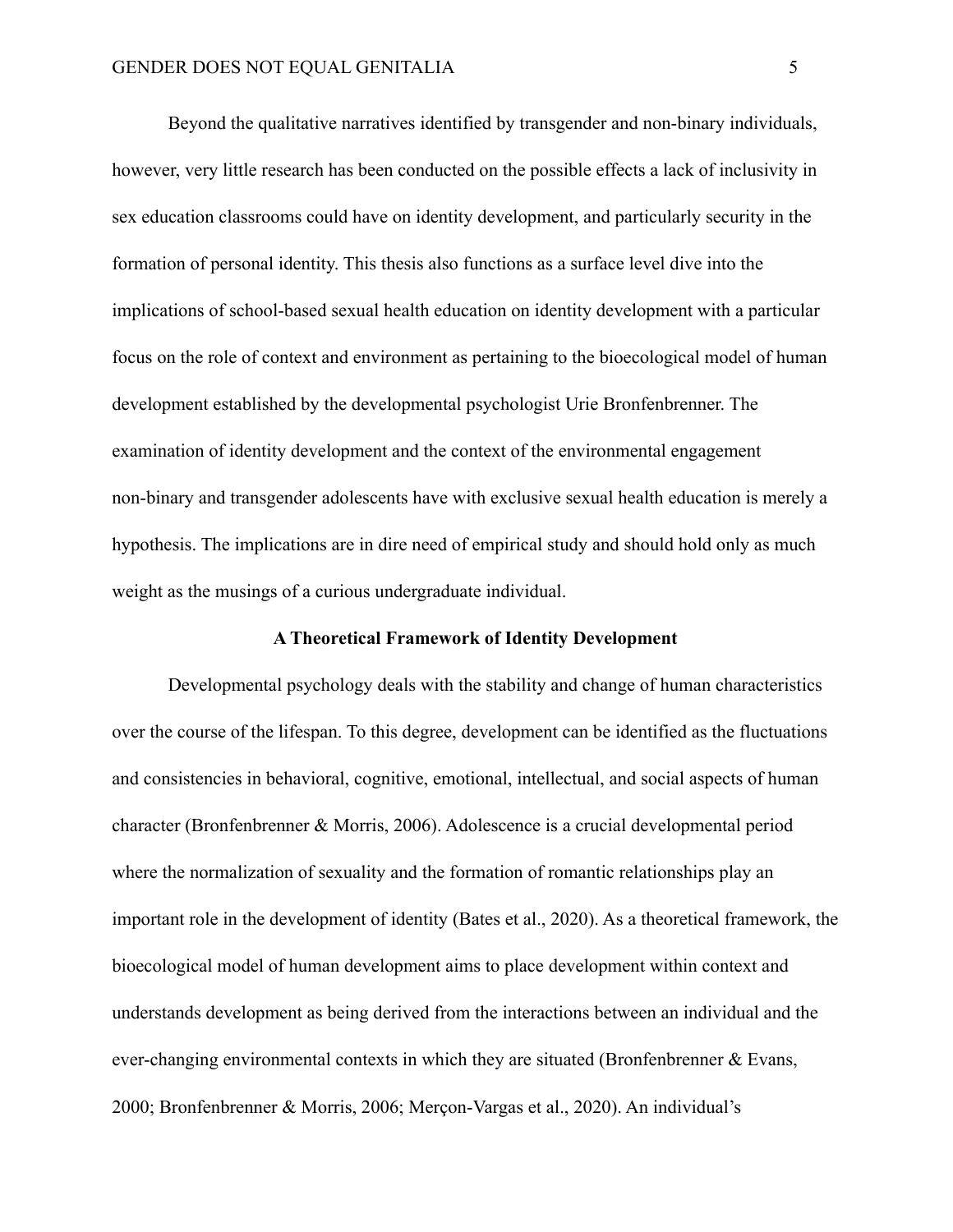Beyond the qualitative narratives identified by transgender and non-binary individuals, however, very little research has been conducted on the possible effects a lack of inclusivity in sex education classrooms could have on identity development, and particularly security in the formation of personal identity. This thesis also functions as a surface level dive into the implications of school-based sexual health education on identity development with a particular focus on the role of context and environment as pertaining to the bioecological model of human development established by the developmental psychologist Urie Bronfenbrenner. The examination of identity development and the context of the environmental engagement non-binary and transgender adolescents have with exclusive sexual health education is merely a hypothesis. The implications are in dire need of empirical study and should hold only as much weight as the musings of a curious undergraduate individual.

## A Theoretical Framework of Identity Development

Developmental psychology deals with the stability and change of human characteristics over the course of the lifespan. To this degree, development can be identified as the fluctuations and consistencies in behavioral, cognitive, emotional, intellectual, and social aspects of human character (Bronfenbrenner & Morris, 2006). Adolescence is a crucial developmental period where the normalization of sexuality and the formation of romantic relationships play an important role in the development of identity (Bates et al., 2020). As a theoretical framework, the bioecological model of human development aims to place development within context and understands development as being derived from the interactions between an individual and the ever-changing environmental contexts in which they are situated (Bronfenbrenner & Evans, 2000; Bronfenbrenner & Morris, 2006; Merçon-Vargas et al., 2020). An individual's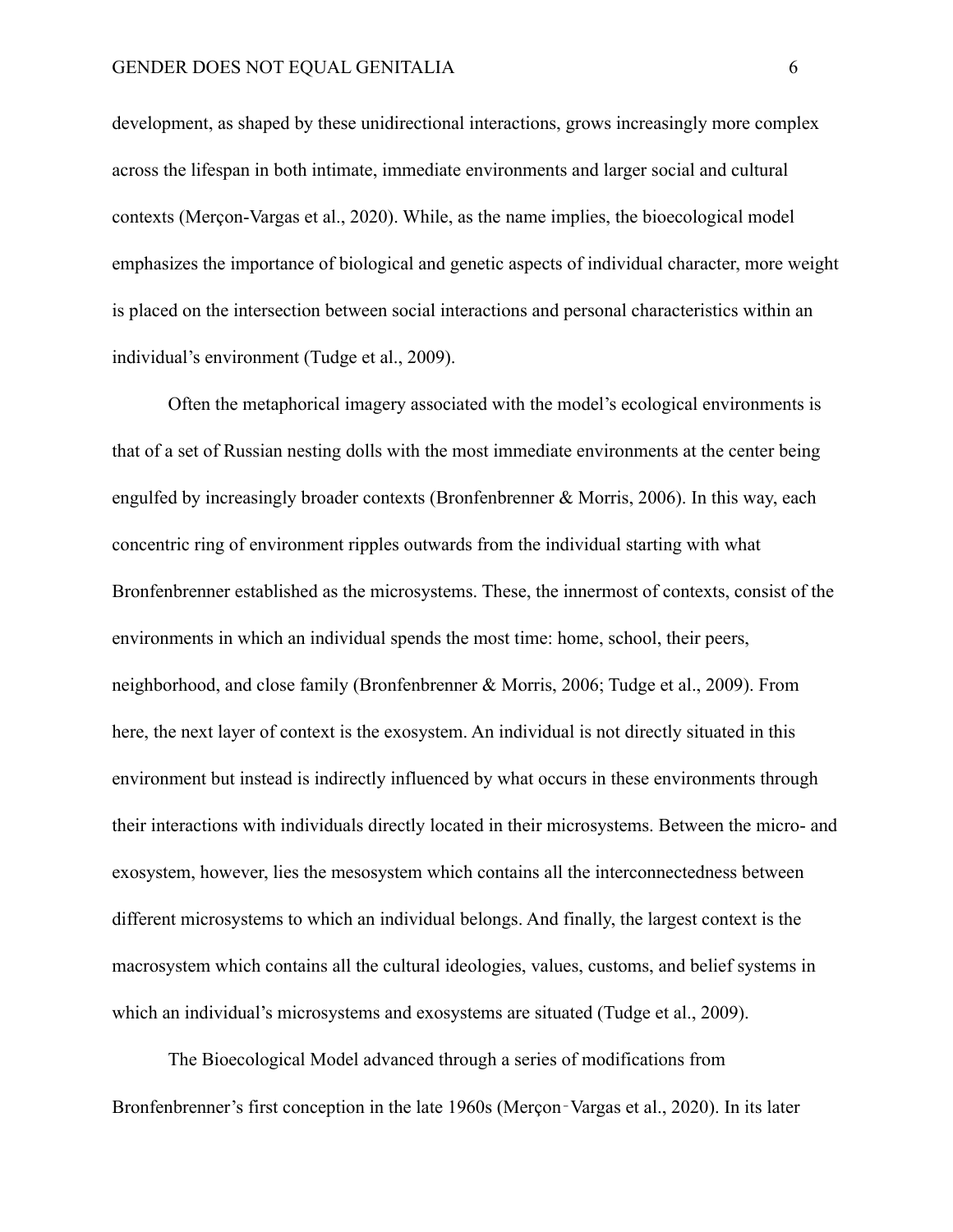development, as shaped by these unidirectional interactions, grows increasingly more complex across the lifespan in both intimate, immediate environments and larger social and cultural contexts (Merçon-Vargas et al., 2020). While, as the name implies, the bioecological model emphasizes the importance of biological and genetic aspects of individual character, more weight is placed on the intersection between social interactions and personal characteristics within an individual's environment (Tudge et al., 2009).

Often the metaphorical imagery associated with the model's ecological environments is that of a set of Russian nesting dolls with the most immediate environments at the center being engulfed by increasingly broader contexts (Bronfenbrenner & Morris, 2006). In this way, each concentric ring of environment ripples outwards from the individual starting with what Bronfenbrenner established as the microsystems. These, the innermost of contexts, consist of the environments in which an individual spends the most time: home, school, their peers, neighborhood, and close family (Bronfenbrenner & Morris, 2006; Tudge et al., 2009). From here, the next layer of context is the exosystem. An individual is not directly situated in this environment but instead is indirectly influenced by what occurs in these environments through their interactions with individuals directly located in their microsystems. Between the micro- and exosystem, however, lies the mesosystem which contains all the interconnectedness between different microsystems to which an individual belongs. And finally, the largest context is the macrosystem which contains all the cultural ideologies, values, customs, and belief systems in which an individual's microsystems and exosystems are situated (Tudge et al., 2009).

The Bioecological Model advanced through a series of modifications from Bronfenbrenner's first conception in the late 1960s (Merçon‑Vargas et al., 2020). In its later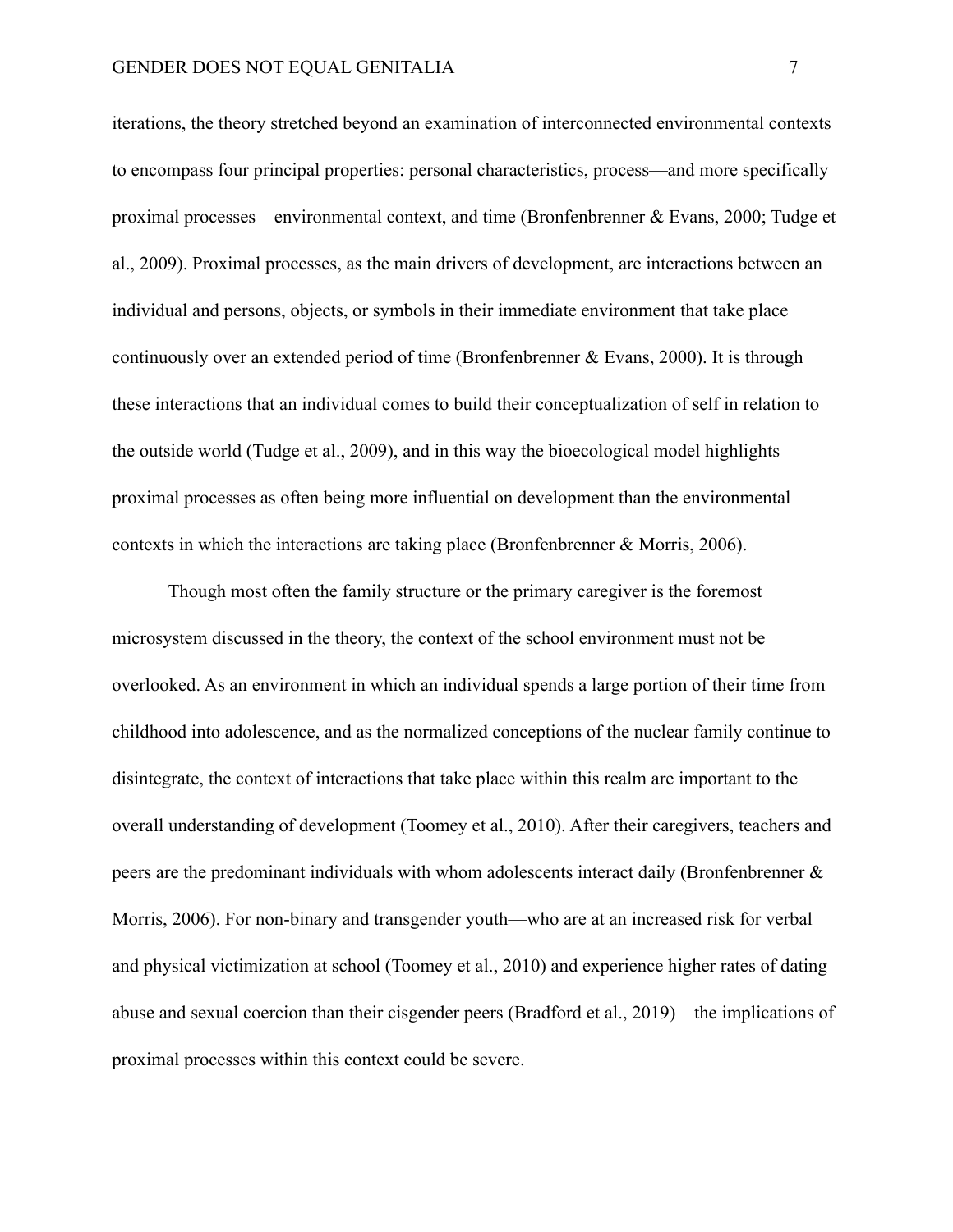iterations, the theory stretched beyond an examination of interconnected environmental contexts to encompass four principal properties: personal characteristics, process—and more specifically proximal processes—environmental context, and time (Bronfenbrenner & Evans, 2000; Tudge et al., 2009). Proximal processes, as the main drivers of development, are interactions between an individual and persons, objects, or symbols in their immediate environment that take place continuously over an extended period of time (Bronfenbrenner & Evans, 2000). It is through these interactions that an individual comes to build their conceptualization of self in relation to the outside world (Tudge et al., 2009), and in this way the bioecological model highlights proximal processes as often being more influential on development than the environmental contexts in which the interactions are taking place (Bronfenbrenner & Morris, 2006).

Though most often the family structure or the primary caregiver is the foremost microsystem discussed in the theory, the context of the school environment must not be overlooked. As an environment in which an individual spends a large portion of their time from childhood into adolescence, and as the normalized conceptions of the nuclear family continue to disintegrate, the context of interactions that take place within this realm are important to the overall understanding of development (Toomey et al., 2010). After their caregivers, teachers and peers are the predominant individuals with whom adolescents interact daily (Bronfenbrenner & Morris, 2006). For non-binary and transgender youth—who are at an increased risk for verbal and physical victimization at school (Toomey et al., 2010) and experience higher rates of dating abuse and sexual coercion than their cisgender peers (Bradford et al., 2019)—the implications of proximal processes within this context could be severe.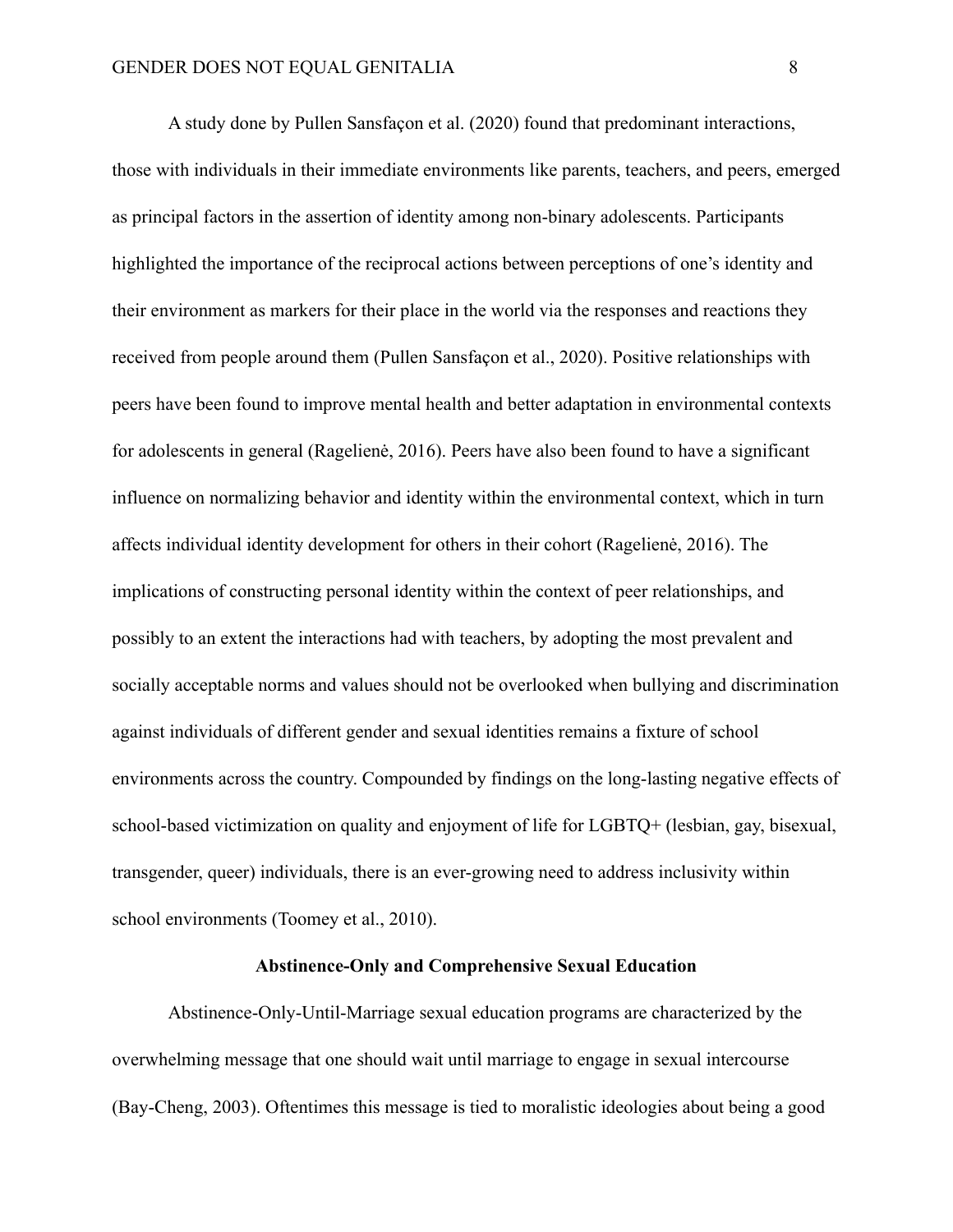A study done by Pullen Sansfaçon et al. (2020) found that predominant interactions, those with individuals in their immediate environments like parents, teachers, and peers, emerged as principal factors in the assertion of identity among non-binary adolescents. Participants highlighted the importance of the reciprocal actions between perceptions of one's identity and their environment as markers for their place in the world via the responses and reactions they received from people around them (Pullen Sansfaçon et al., 2020). Positive relationships with peers have been found to improve mental health and better adaptation in environmental contexts for adolescents in general (Ragelienė, 2016). Peers have also been found to have a significant influence on normalizing behavior and identity within the environmental context, which in turn affects individual identity development for others in their cohort (Ragelienė, 2016). The implications of constructing personal identity within the context of peer relationships, and possibly to an extent the interactions had with teachers, by adopting the most prevalent and socially acceptable norms and values should not be overlooked when bullying and discrimination against individuals of different gender and sexual identities remains a fixture of school environments across the country. Compounded by findings on the long-lasting negative effects of school-based victimization on quality and enjoyment of life for LGBTQ+ (lesbian, gay, bisexual, transgender, queer) individuals, there is an ever-growing need to address inclusivity within school environments (Toomey et al., 2010).

## Abstinence-Only and Comprehensive Sexual Education

Abstinence-Only-Until-Marriage sexual education programs are characterized by the overwhelming message that one should wait until marriage to engage in sexual intercourse (Bay-Cheng, 2003). Oftentimes this message is tied to moralistic ideologies about being a good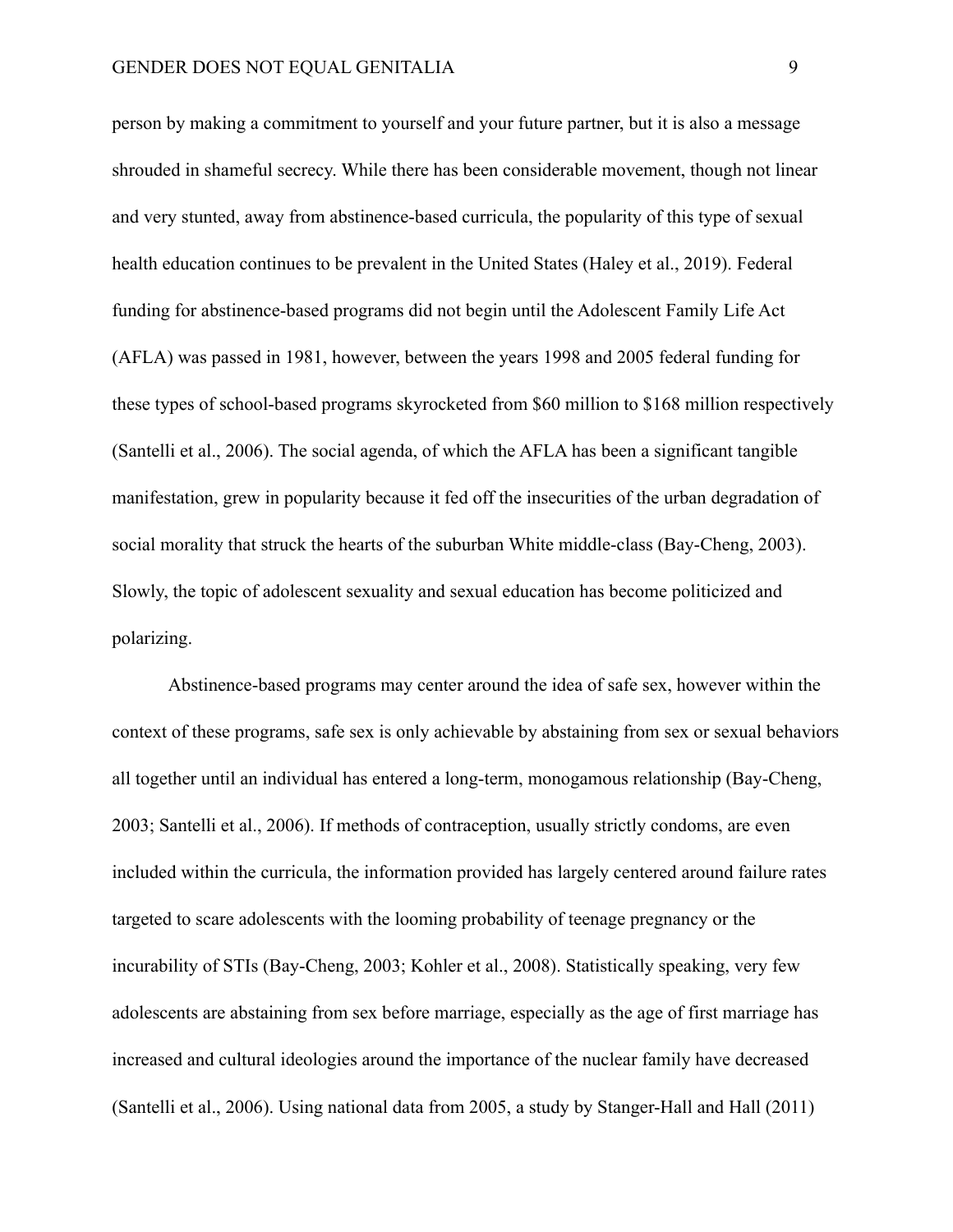person by making a commitment to yourself and your future partner, but it is also a message shrouded in shameful secrecy. While there has been considerable movement, though not linear and very stunted, away from abstinence-based curricula, the popularity of this type of sexual health education continues to be prevalent in the United States (Haley et al., 2019). Federal funding for abstinence-based programs did not begin until the Adolescent Family Life Act (AFLA) was passed in 1981, however, between the years 1998 and 2005 federal funding for these types of school-based programs skyrocketed from $60 million to $168 million respectively (Santelli et al., 2006). The social agenda, of which the AFLA has been a significant tangible manifestation, grew in popularity because it fed off the insecurities of the urban degradation of social morality that struck the hearts of the suburban White middle-class (Bay-Cheng, 2003). Slowly, the topic of adolescent sexuality and sexual education has become politicized and polarizing.

Abstinence-based programs may center around the idea of safe sex, however within the context of these programs, safe sex is only achievable by abstaining from sex or sexual behaviors all together until an individual has entered a long-term, monogamous relationship (Bay-Cheng, 2003; Santelli et al., 2006). If methods of contraception, usually strictly condoms, are even included within the curricula, the information provided has largely centered around failure rates targeted to scare adolescents with the looming probability of teenage pregnancy or the incurability of STIs (Bay-Cheng, 2003; Kohler et al., 2008). Statistically speaking, very few adolescents are abstaining from sex before marriage, especially as the age of first marriage has increased and cultural ideologies around the importance of the nuclear family have decreased (Santelli et al., 2006). Using national data from 2005, a study by Stanger-Hall and Hall (2011)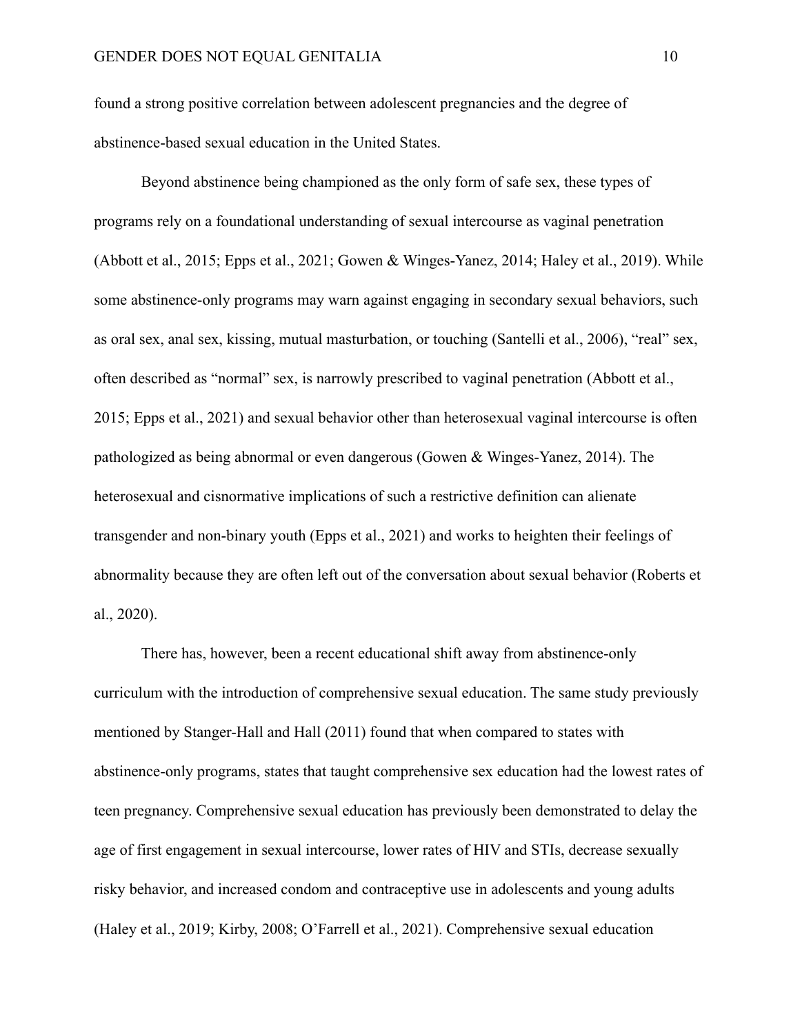found a strong positive correlation between adolescent pregnancies and the degree of abstinence-based sexual education in the United States.

Beyond abstinence being championed as the only form of safe sex, these types of programs rely on a foundational understanding of sexual intercourse as vaginal penetration (Abbott et al., 2015; Epps et al., 2021; Gowen & Winges-Yanez, 2014; Haley et al., 2019). While some abstinence-only programs may warn against engaging in secondary sexual behaviors, such as oral sex, anal sex, kissing, mutual masturbation, or touching (Santelli et al., 2006), "real" sex, often described as "normal" sex, is narrowly prescribed to vaginal penetration (Abbott et al., 2015; Epps et al., 2021) and sexual behavior other than heterosexual vaginal intercourse is often pathologized as being abnormal or even dangerous (Gowen & Winges-Yanez, 2014). The heterosexual and cisnormative implications of such a restrictive definition can alienate transgender and non-binary youth (Epps et al., 2021) and works to heighten their feelings of abnormality because they are often left out of the conversation about sexual behavior (Roberts et al., 2020).

There has, however, been a recent educational shift away from abstinence-only curriculum with the introduction of comprehensive sexual education. The same study previously mentioned by Stanger-Hall and Hall (2011) found that when compared to states with abstinence-only programs, states that taught comprehensive sex education had the lowest rates of teen pregnancy. Comprehensive sexual education has previously been demonstrated to delay the age of first engagement in sexual intercourse, lower rates of HIV and STIs, decrease sexually risky behavior, and increased condom and contraceptive use in adolescents and young adults (Haley et al., 2019; Kirby, 2008; O'Farrell et al., 2021). Comprehensive sexual education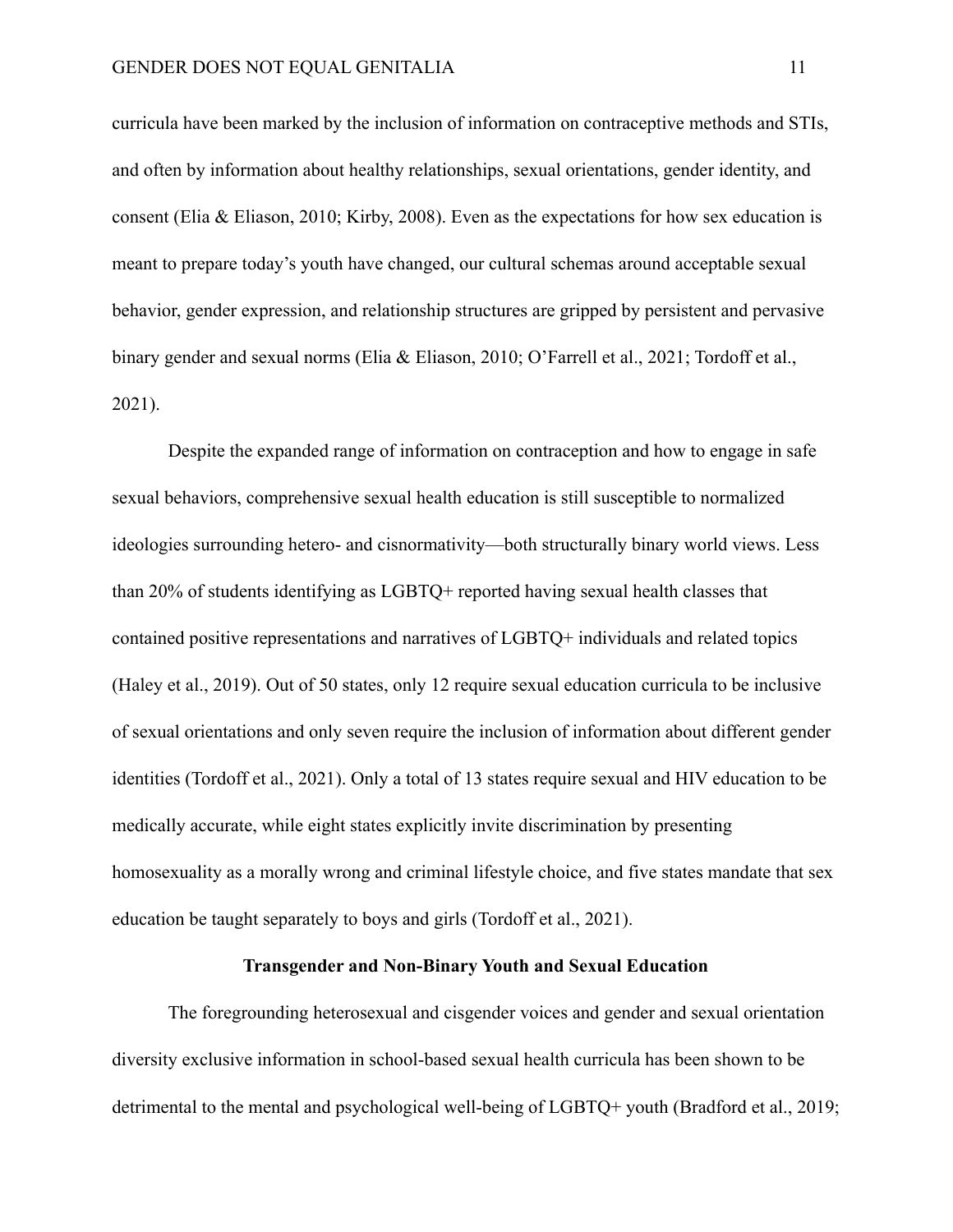curricula have been marked by the inclusion of information on contraceptive methods and STIs, and often by information about healthy relationships, sexual orientations, gender identity, and consent (Elia & Eliason, 2010; Kirby, 2008). Even as the expectations for how sex education is meant to prepare today's youth have changed, our cultural schemas around acceptable sexual behavior, gender expression, and relationship structures are gripped by persistent and pervasive binary gender and sexual norms (Elia & Eliason, 2010; O'Farrell et al., 2021; Tordoff et al., 2021).

Despite the expanded range of information on contraception and how to engage in safe sexual behaviors, comprehensive sexual health education is still susceptible to normalized ideologies surrounding hetero- and cisnormativity—both structurally binary world views. Less than 20% of students identifying as LGBTQ+ reported having sexual health classes that contained positive representations and narratives of LGBTQ+ individuals and related topics (Haley et al., 2019). Out of 50 states, only 12 require sexual education curricula to be inclusive of sexual orientations and only seven require the inclusion of information about different gender identities (Tordoff et al., 2021). Only a total of 13 states require sexual and HIV education to be medically accurate, while eight states explicitly invite discrimination by presenting homosexuality as a morally wrong and criminal lifestyle choice, and five states mandate that sex education be taught separately to boys and girls (Tordoff et al., 2021).

## Transgender and Non-Binary Youth and Sexual Education

The foregrounding heterosexual and cisgender voices and gender and sexual orientation diversity exclusive information in school-based sexual health curricula has been shown to be detrimental to the mental and psychological well-being of LGBTQ+ youth (Bradford et al., 2019;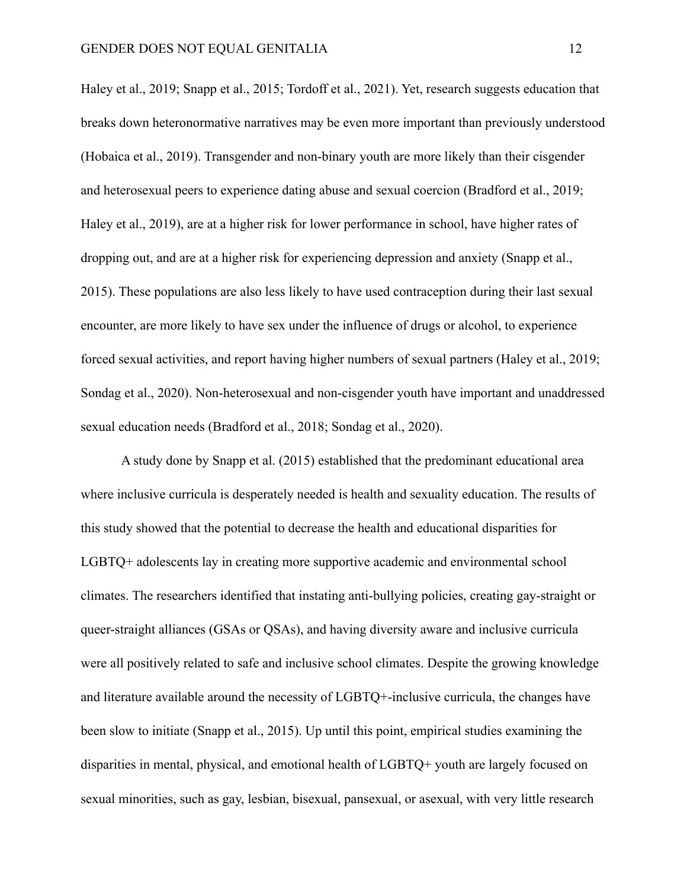Haley et al., 2019; Snapp et al., 2015; Tordoff et al., 2021). Yet, research suggests education that breaks down heteronormative narratives may be even more important than previously understood (Hobaica et al., 2019). Transgender and non-binary youth are more likely than their cisgender and heterosexual peers to experience dating abuse and sexual coercion (Bradford et al., 2019; Haley et al., 2019), are at a higher risk for lower performance in school, have higher rates of dropping out, and are at a higher risk for experiencing depression and anxiety (Snapp et al., 2015). These populations are also less likely to have used contraception during their last sexual encounter, are more likely to have sex under the influence of drugs or alcohol, to experience forced sexual activities, and report having higher numbers of sexual partners (Haley et al., 2019; Sondag et al., 2020). Non-heterosexual and non-cisgender youth have important and unaddressed sexual education needs (Bradford et al., 2018; Sondag et al., 2020).

A study done by Snapp et al. (2015) established that the predominant educational area where inclusive curricula is desperately needed is health and sexuality education. The results of this study showed that the potential to decrease the health and educational disparities for LGBTQ+ adolescents lay in creating more supportive academic and environmental school climates. The researchers identified that instating anti-bullying policies, creating gay-straight or queer-straight alliances (GSAs or QSAs), and having diversity aware and inclusive curricula were all positively related to safe and inclusive school climates. Despite the growing knowledge and literature available around the necessity of LGBTQ+-inclusive curricula, the changes have been slow to initiate (Snapp et al., 2015). Up until this point, empirical studies examining the disparities in mental, physical, and emotional health of LGBTQ+ youth are largely focused on sexual minorities, such as gay, lesbian, bisexual, pansexual, or asexual, with very little research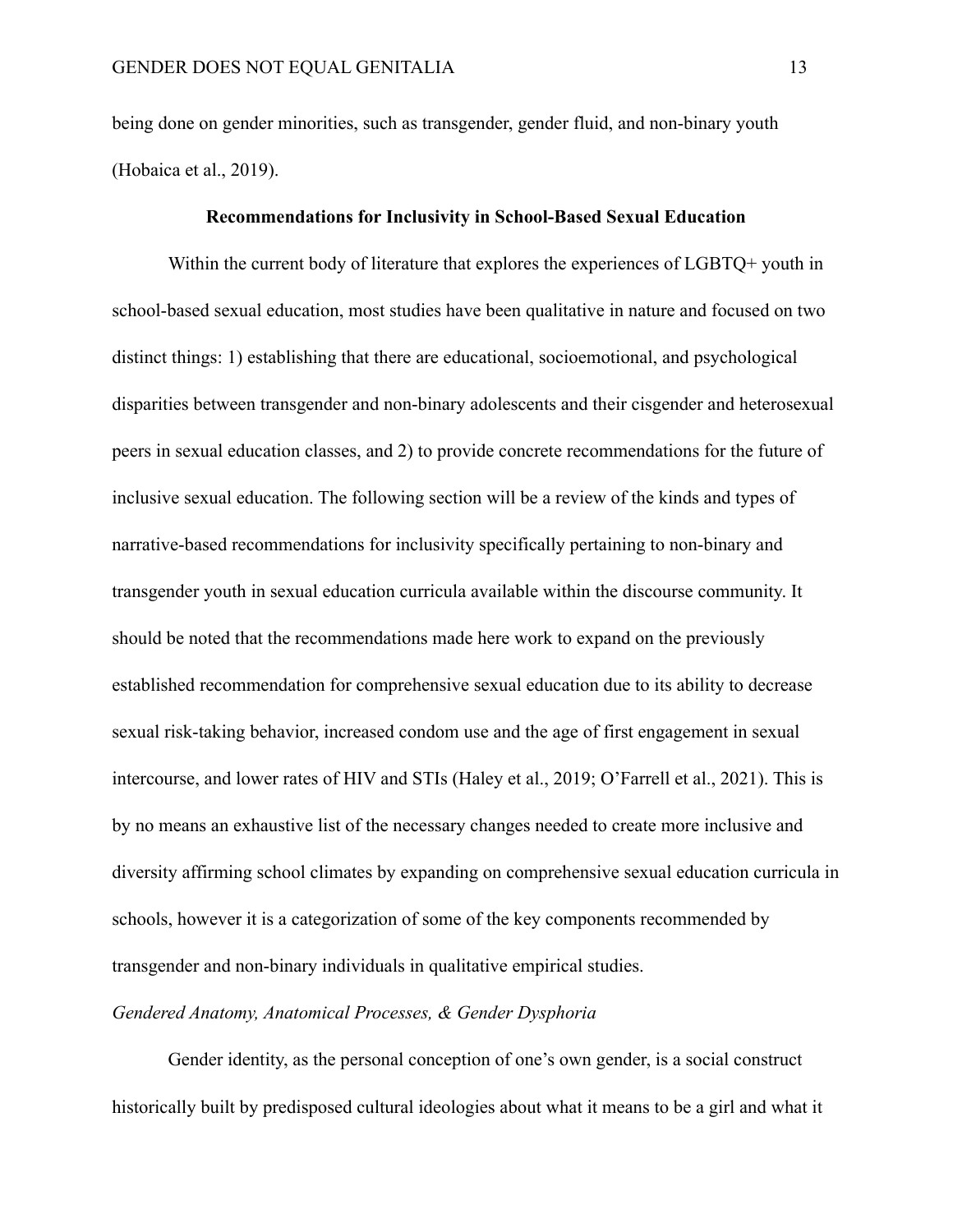being done on gender minorities, such as transgender, gender fluid, and non-binary youth (Hobaica et al., 2019).

## Recommendations for Inclusivity in School-Based Sexual Education

Within the current body of literature that explores the experiences of LGBTQ+ youth in school-based sexual education, most studies have been qualitative in nature and focused on two distinct things: 1) establishing that there are educational, socioemotional, and psychological disparities between transgender and non-binary adolescents and their cisgender and heterosexual peers in sexual education classes, and 2) to provide concrete recommendations for the future of inclusive sexual education. The following section will be a review of the kinds and types of narrative-based recommendations for inclusivity specifically pertaining to non-binary and transgender youth in sexual education curricula available within the discourse community. It should be noted that the recommendations made here work to expand on the previously established recommendation for comprehensive sexual education due to its ability to decrease sexual risk-taking behavior, increased condom use and the age of first engagement in sexual intercourse, and lower rates of HIV and STIs (Haley et al., 2019; O'Farrell et al., 2021). This is by no means an exhaustive list of the necessary changes needed to create more inclusive and diversity affirming school climates by expanding on comprehensive sexual education curricula in schools, however it is a categorization of some of the key components recommended by transgender and non-binary individuals in qualitative empirical studies.

### *Gendered Anatomy, Anatomical Processes, & Gender Dysphoria*

Gender identity, as the personal conception of one's own gender, is a social construct historically built by predisposed cultural ideologies about what it means to be a girl and what it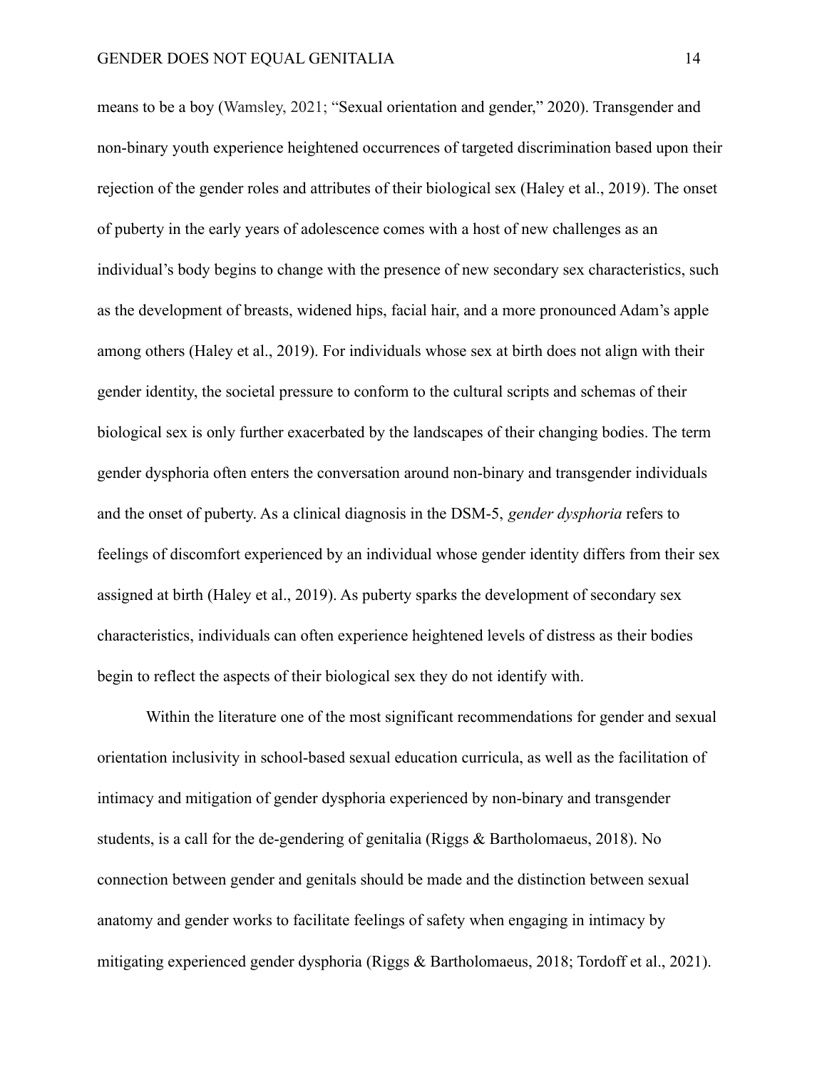means to be a boy (Wamsley, 2021; “Sexual orientation and gender,” 2020). Transgender and non-binary youth experience heightened occurrences of targeted discrimination based upon their rejection of the gender roles and attributes of their biological sex (Haley et al., 2019). The onset of puberty in the early years of adolescence comes with a host of new challenges as an individual’s body begins to change with the presence of new secondary sex characteristics, such as the development of breasts, widened hips, facial hair, and a more pronounced Adam’s apple among others (Haley et al., 2019). For individuals whose sex at birth does not align with their gender identity, the societal pressure to conform to the cultural scripts and schemas of their biological sex is only further exacerbated by the landscapes of their changing bodies. The term gender dysphoria often enters the conversation around non-binary and transgender individuals and the onset of puberty. As a clinical diagnosis in the DSM-5, *gender dysphoria* refers to feelings of discomfort experienced by an individual whose gender identity differs from their sex assigned at birth (Haley et al., 2019). As puberty sparks the development of secondary sex characteristics, individuals can often experience heightened levels of distress as their bodies begin to reflect the aspects of their biological sex they do not identify with.

Within the literature one of the most significant recommendations for gender and sexual orientation inclusivity in school-based sexual education curricula, as well as the facilitation of intimacy and mitigation of gender dysphoria experienced by non-binary and transgender students, is a call for the de-gendering of genitalia (Riggs & Bartholomaeus, 2018). No connection between gender and genitals should be made and the distinction between sexual anatomy and gender works to facilitate feelings of safety when engaging in intimacy by mitigating experienced gender dysphoria (Riggs & Bartholomaeus, 2018; Tordoff et al., 2021).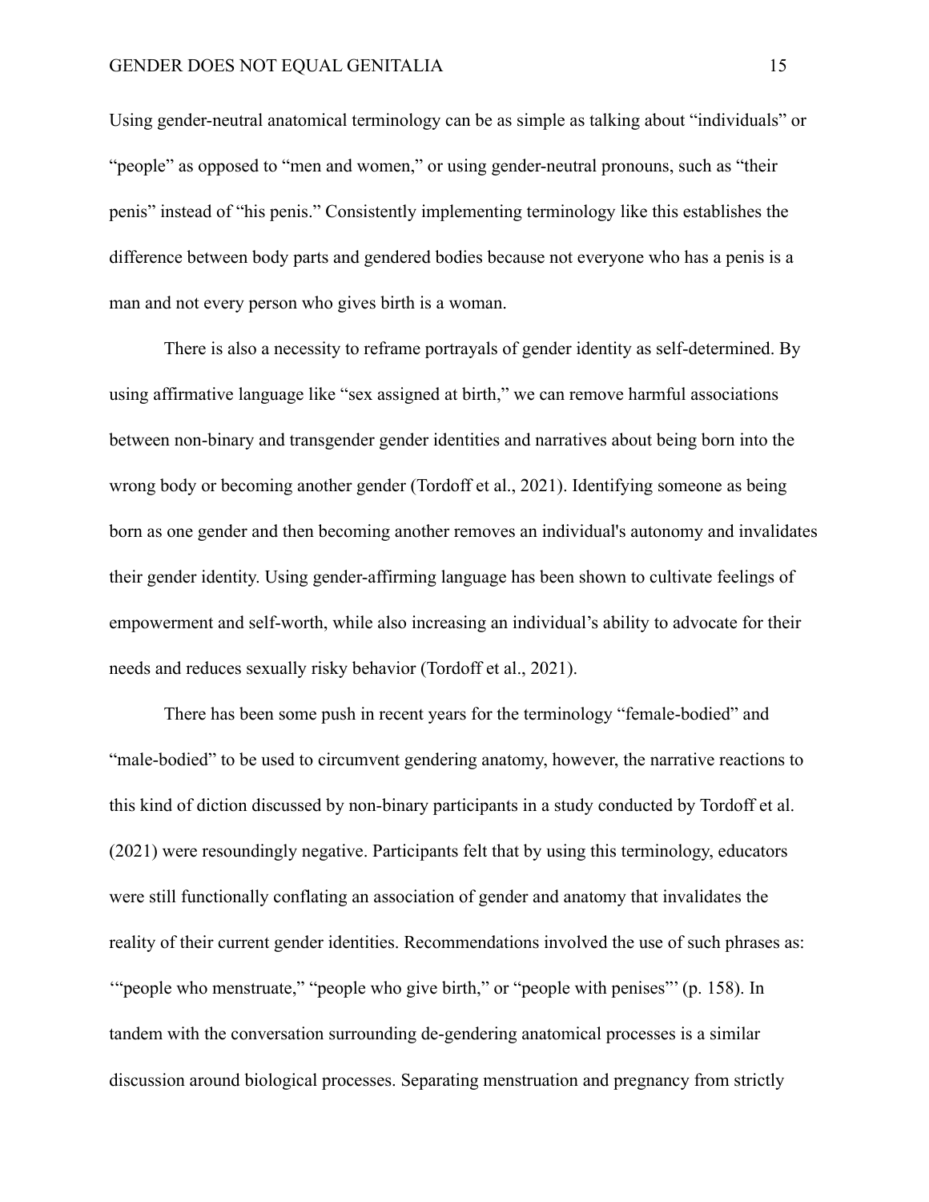Using gender-neutral anatomical terminology can be as simple as talking about "individuals" or "people" as opposed to "men and women," or using gender-neutral pronouns, such as "their penis" instead of "his penis." Consistently implementing terminology like this establishes the difference between body parts and gendered bodies because not everyone who has a penis is a man and not every person who gives birth is a woman.

There is also a necessity to reframe portrayals of gender identity as self-determined. By using affirmative language like "sex assigned at birth," we can remove harmful associations between non-binary and transgender gender identities and narratives about being born into the wrong body or becoming another gender (Tordoff et al., 2021). Identifying someone as being born as one gender and then becoming another removes an individual's autonomy and invalidates their gender identity. Using gender-affirming language has been shown to cultivate feelings of empowerment and self-worth, while also increasing an individual's ability to advocate for their needs and reduces sexually risky behavior (Tordoff et al., 2021).

There has been some push in recent years for the terminology "female-bodied" and "male-bodied" to be used to circumvent gendering anatomy, however, the narrative reactions to this kind of diction discussed by non-binary participants in a study conducted by Tordoff et al. (2021) were resoundingly negative. Participants felt that by using this terminology, educators were still functionally conflating an association of gender and anatomy that invalidates the reality of their current gender identities. Recommendations involved the use of such phrases as: '"people who menstruate," "people who give birth," or "people with penises"' (p. 158). In tandem with the conversation surrounding de-gendering anatomical processes is a similar discussion around biological processes. Separating menstruation and pregnancy from strictly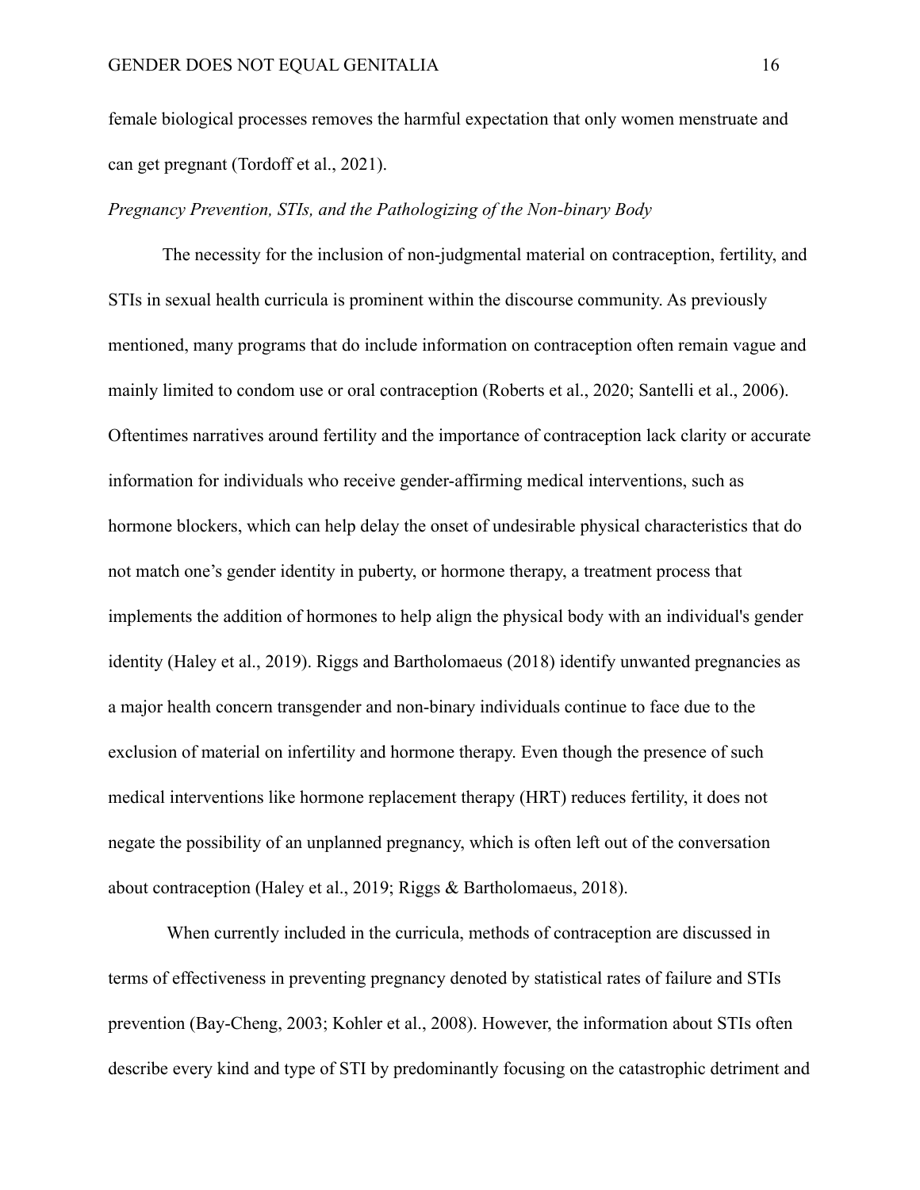female biological processes removes the harmful expectation that only women menstruate and can get pregnant (Tordoff et al., 2021).

*Pregnancy Prevention, STIs, and the Pathologizing of the Non-binary Body*

The necessity for the inclusion of non-judgmental material on contraception, fertility, and STIs in sexual health curricula is prominent within the discourse community. As previously mentioned, many programs that do include information on contraception often remain vague and mainly limited to condom use or oral contraception (Roberts et al., 2020; Santelli et al., 2006). Oftentimes narratives around fertility and the importance of contraception lack clarity or accurate information for individuals who receive gender-affirming medical interventions, such as hormone blockers, which can help delay the onset of undesirable physical characteristics that do not match one's gender identity in puberty, or hormone therapy, a treatment process that implements the addition of hormones to help align the physical body with an individual's gender identity (Haley et al., 2019). Riggs and Bartholomaeus (2018) identify unwanted pregnancies as a major health concern transgender and non-binary individuals continue to face due to the exclusion of material on infertility and hormone therapy. Even though the presence of such medical interventions like hormone replacement therapy (HRT) reduces fertility, it does not negate the possibility of an unplanned pregnancy, which is often left out of the conversation about contraception (Haley et al., 2019; Riggs & Bartholomaeus, 2018).

When currently included in the curricula, methods of contraception are discussed in terms of effectiveness in preventing pregnancy denoted by statistical rates of failure and STIs prevention (Bay-Cheng, 2003; Kohler et al., 2008). However, the information about STIs often describe every kind and type of STI by predominantly focusing on the catastrophic detriment and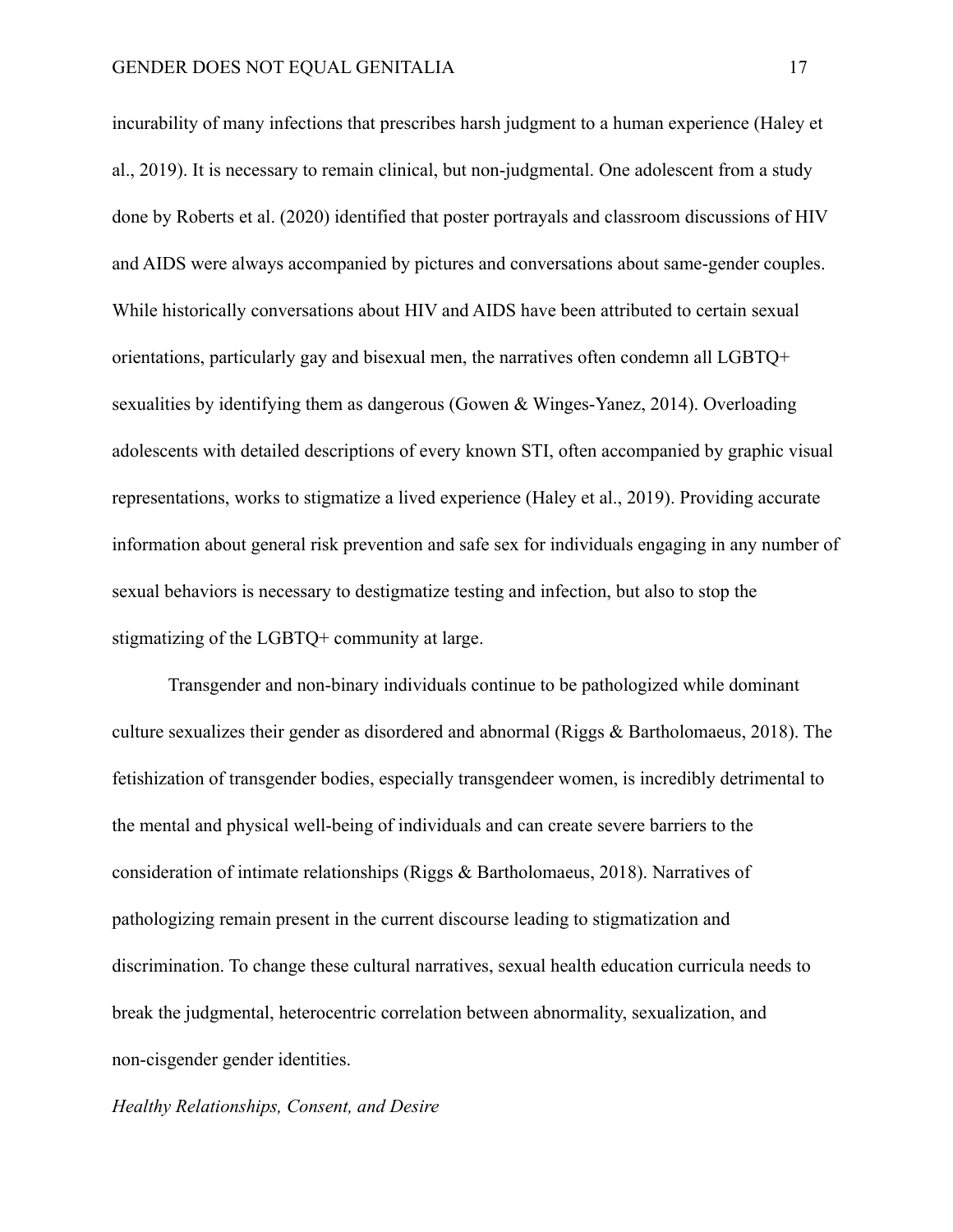incurability of many infections that prescribes harsh judgment to a human experience (Haley et al., 2019). It is necessary to remain clinical, but non-judgmental. One adolescent from a study done by Roberts et al. (2020) identified that poster portrayals and classroom discussions of HIV and AIDS were always accompanied by pictures and conversations about same-gender couples. While historically conversations about HIV and AIDS have been attributed to certain sexual orientations, particularly gay and bisexual men, the narratives often condemn all LGBTQ+ sexualities by identifying them as dangerous (Gowen & Winges-Yanez, 2014). Overloading adolescents with detailed descriptions of every known STI, often accompanied by graphic visual representations, works to stigmatize a lived experience (Haley et al., 2019). Providing accurate information about general risk prevention and safe sex for individuals engaging in any number of sexual behaviors is necessary to destigmatize testing and infection, but also to stop the stigmatizing of the LGBTQ+ community at large.

Transgender and non-binary individuals continue to be pathologized while dominant culture sexualizes their gender as disordered and abnormal (Riggs & Bartholomaeus, 2018). The fetishization of transgender bodies, especially transgendeer women, is incredibly detrimental to the mental and physical well-being of individuals and can create severe barriers to the consideration of intimate relationships (Riggs & Bartholomaeus, 2018). Narratives of pathologizing remain present in the current discourse leading to stigmatization and discrimination. To change these cultural narratives, sexual health education curricula needs to break the judgmental, heterocentric correlation between abnormality, sexualization, and non-cisgender gender identities.

*Healthy Relationships, Consent, and Desire*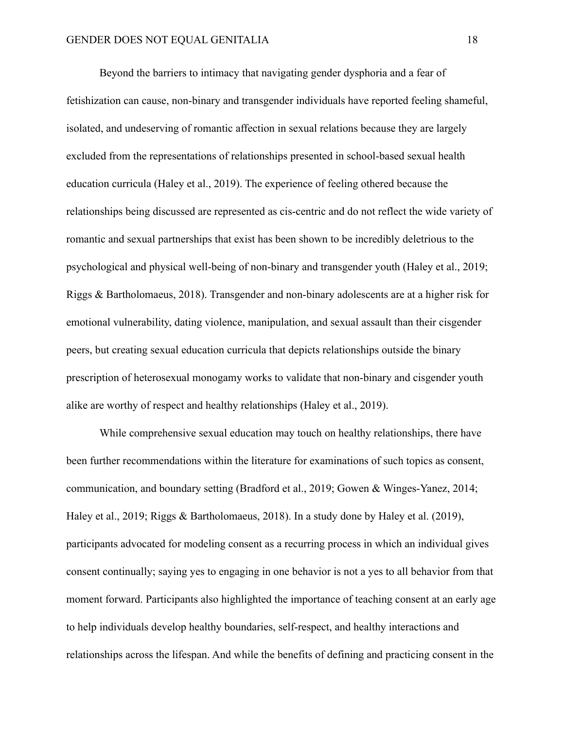Beyond the barriers to intimacy that navigating gender dysphoria and a fear of fetishization can cause, non-binary and transgender individuals have reported feeling shameful, isolated, and undeserving of romantic affection in sexual relations because they are largely excluded from the representations of relationships presented in school-based sexual health education curricula (Haley et al., 2019). The experience of feeling othered because the relationships being discussed are represented as cis-centric and do not reflect the wide variety of romantic and sexual partnerships that exist has been shown to be incredibly deleterious to the psychological and physical well-being of non-binary and transgender youth (Haley et al., 2019; Riggs & Bartholomaeus, 2018). Transgender and non-binary adolescents are at a higher risk for emotional vulnerability, dating violence, manipulation, and sexual assault than their cisgender peers, but creating sexual education curricula that depicts relationships outside the binary prescription of heterosexual monogamy works to validate that non-binary and cisgender youth alike are worthy of respect and healthy relationships (Haley et al., 2019).

While comprehensive sexual education may touch on healthy relationships, there have been further recommendations within the literature for examinations of such topics as consent, communication, and boundary setting (Bradford et al., 2019; Gowen & Winges-Yanez, 2014; Haley et al., 2019; Riggs & Bartholomaeus, 2018). In a study done by Haley et al. (2019), participants advocated for modeling consent as a recurring process in which an individual gives consent continually; saying yes to engaging in one behavior is not a yes to all behavior from that moment forward. Participants also highlighted the importance of teaching consent at an early age to help individuals develop healthy boundaries, self-respect, and healthy interactions and relationships across the lifespan. And while the benefits of defining and practicing consent in the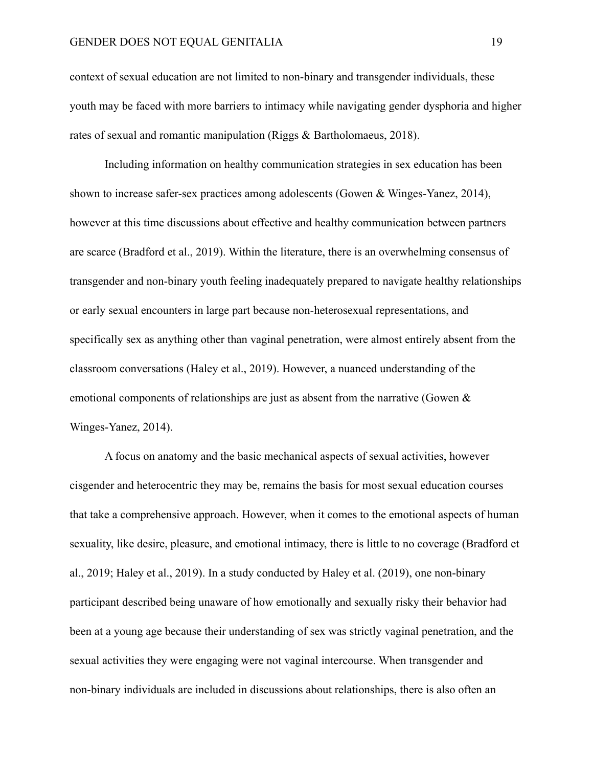context of sexual education are not limited to non-binary and transgender individuals, these youth may be faced with more barriers to intimacy while navigating gender dysphoria and higher rates of sexual and romantic manipulation (Riggs & Bartholomaeus, 2018).

Including information on healthy communication strategies in sex education has been shown to increase safer-sex practices among adolescents (Gowen & Winges-Yanez, 2014), however at this time discussions about effective and healthy communication between partners are scarce (Bradford et al., 2019). Within the literature, there is an overwhelming consensus of transgender and non-binary youth feeling inadequately prepared to navigate healthy relationships or early sexual encounters in large part because non-heterosexual representations, and specifically sex as anything other than vaginal penetration, were almost entirely absent from the classroom conversations (Haley et al., 2019). However, a nuanced understanding of the emotional components of relationships are just as absent from the narrative (Gowen & Winges-Yanez, 2014).

A focus on anatomy and the basic mechanical aspects of sexual activities, however cisgender and heterocentric they may be, remains the basis for most sexual education courses that take a comprehensive approach. However, when it comes to the emotional aspects of human sexuality, like desire, pleasure, and emotional intimacy, there is little to no coverage (Bradford et al., 2019; Haley et al., 2019). In a study conducted by Haley et al. (2019), one non-binary participant described being unaware of how emotionally and sexually risky their behavior had been at a young age because their understanding of sex was strictly vaginal penetration, and the sexual activities they were engaging were not vaginal intercourse. When transgender and non-binary individuals are included in discussions about relationships, there is also often an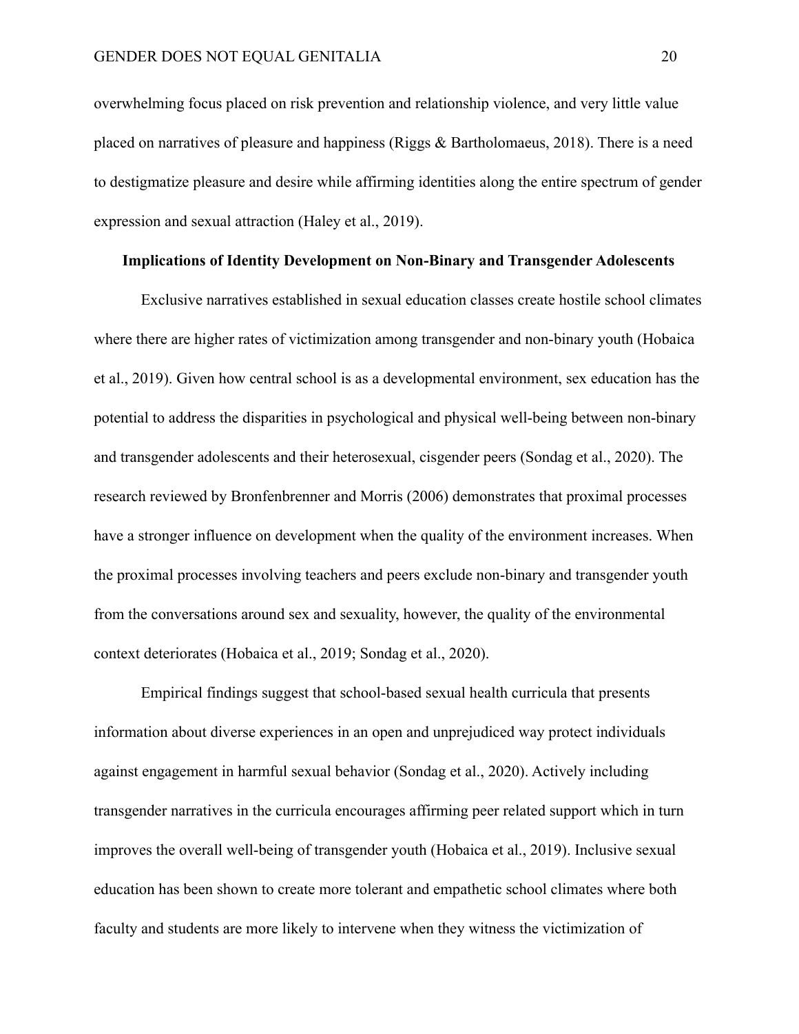overwhelming focus placed on risk prevention and relationship violence, and very little value placed on narratives of pleasure and happiness (Riggs & Bartholomaeus, 2018). There is a need to destigmatize pleasure and desire while affirming identities along the entire spectrum of gender expression and sexual attraction (Haley et al., 2019).

## Implications of Identity Development on Non-Binary and Transgender Adolescents

Exclusive narratives established in sexual education classes create hostile school climates where there are higher rates of victimization among transgender and non-binary youth (Hobaica et al., 2019). Given how central school is as a developmental environment, sex education has the potential to address the disparities in psychological and physical well-being between non-binary and transgender adolescents and their heterosexual, cisgender peers (Sondag et al., 2020). The research reviewed by Bronfenbrenner and Morris (2006) demonstrates that proximal processes have a stronger influence on development when the quality of the environment increases. When the proximal processes involving teachers and peers exclude non-binary and transgender youth from the conversations around sex and sexuality, however, the quality of the environmental context deteriorates (Hobaica et al., 2019; Sondag et al., 2020).

Empirical findings suggest that school-based sexual health curricula that presents information about diverse experiences in an open and unprejudiced way protect individuals against engagement in harmful sexual behavior (Sondag et al., 2020). Actively including transgender narratives in the curricula encourages affirming peer related support which in turn improves the overall well-being of transgender youth (Hobaica et al., 2019). Inclusive sexual education has been shown to create more tolerant and empathetic school climates where both faculty and students are more likely to intervene when they witness the victimization of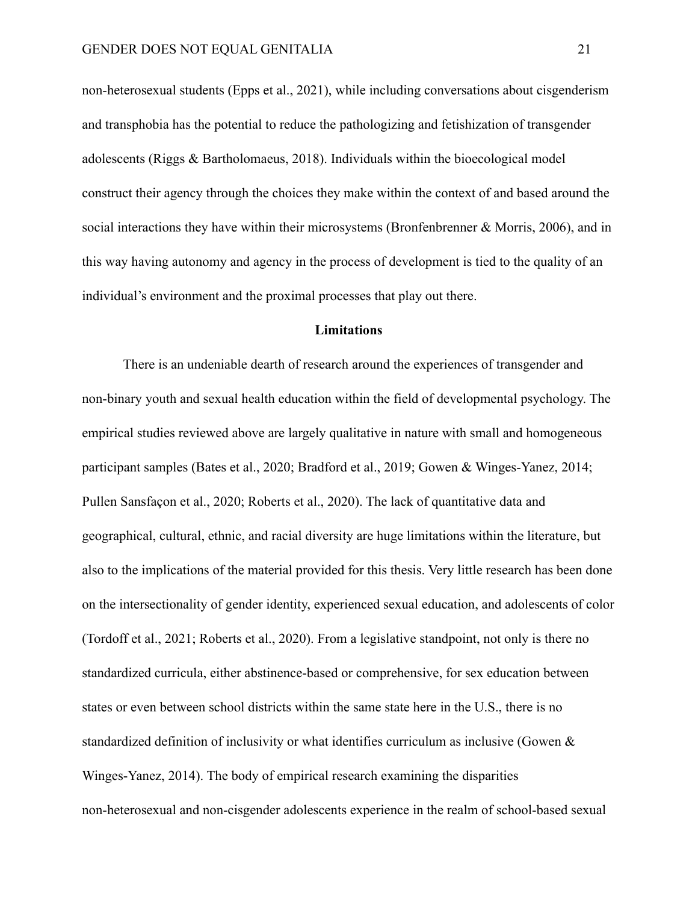non-heterosexual students (Epps et al., 2021), while including conversations about cisgenderism and transphobia has the potential to reduce the pathologizing and fetishization of transgender adolescents (Riggs & Bartholomaeus, 2018). Individuals within the bioecological model construct their agency through the choices they make within the context of and based around the social interactions they have within their microsystems (Bronfenbrenner & Morris, 2006), and in this way having autonomy and agency in the process of development is tied to the quality of an individual's environment and the proximal processes that play out there.

## Limitations

There is an undeniable dearth of research around the experiences of transgender and non-binary youth and sexual health education within the field of developmental psychology. The empirical studies reviewed above are largely qualitative in nature with small and homogeneous participant samples (Bates et al., 2020; Bradford et al., 2019; Gowen & Winges-Yanez, 2014; Pullen Sansfaçon et al., 2020; Roberts et al., 2020). The lack of quantitative data and geographical, cultural, ethnic, and racial diversity are huge limitations within the literature, but also to the implications of the material provided for this thesis. Very little research has been done on the intersectionality of gender identity, experienced sexual education, and adolescents of color (Tordoff et al., 2021; Roberts et al., 2020). From a legislative standpoint, not only is there no standardized curricula, either abstinence-based or comprehensive, for sex education between states or even between school districts within the same state here in the U.S., there is no standardized definition of inclusivity or what identifies curriculum as inclusive (Gowen & Winges-Yanez, 2014). The body of empirical research examining the disparities non-heterosexual and non-cisgender adolescents experience in the realm of school-based sexual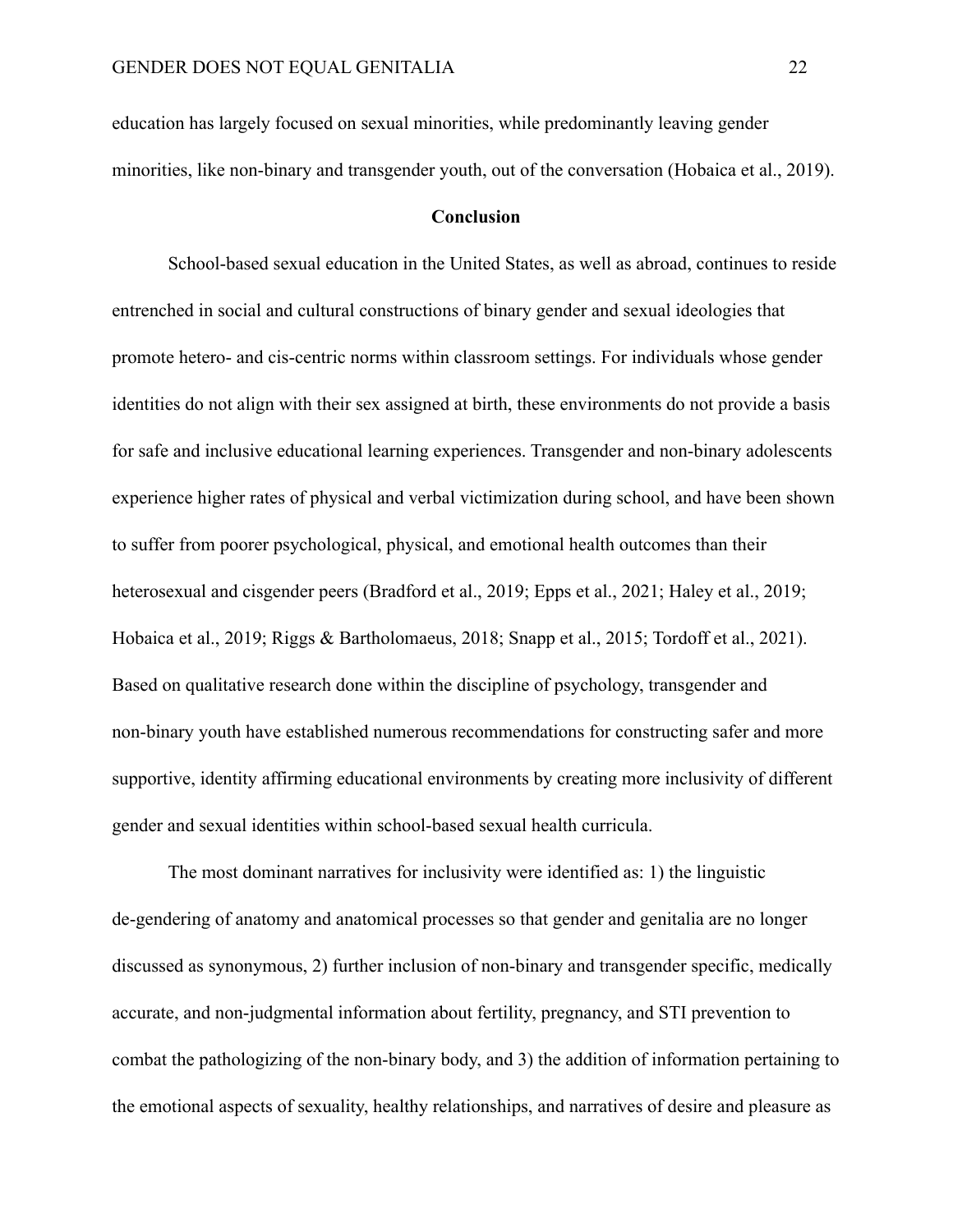education has largely focused on sexual minorities, while predominantly leaving gender minorities, like non-binary and transgender youth, out of the conversation (Hobaica et al., 2019).

## Conclusion

School-based sexual education in the United States, as well as abroad, continues to reside entrenched in social and cultural constructions of binary gender and sexual ideologies that promote hetero- and cis-centric norms within classroom settings. For individuals whose gender identities do not align with their sex assigned at birth, these environments do not provide a basis for safe and inclusive educational learning experiences. Transgender and non-binary adolescents experience higher rates of physical and verbal victimization during school, and have been shown to suffer from poorer psychological, physical, and emotional health outcomes than their heterosexual and cisgender peers (Bradford et al., 2019; Epps et al., 2021; Haley et al., 2019; Hobaica et al., 2019; Riggs & Bartholomaeus, 2018; Snapp et al., 2015; Tordoff et al., 2021). Based on qualitative research done within the discipline of psychology, transgender and non-binary youth have established numerous recommendations for constructing safer and more supportive, identity affirming educational environments by creating more inclusivity of different gender and sexual identities within school-based sexual health curricula.

The most dominant narratives for inclusivity were identified as: 1) the linguistic de-gendering of anatomy and anatomical processes so that gender and genitalia are no longer discussed as synonymous, 2) further inclusion of non-binary and transgender specific, medically accurate, and non-judgmental information about fertility, pregnancy, and STI prevention to combat the pathologizing of the non-binary body, and 3) the addition of information pertaining to the emotional aspects of sexuality, healthy relationships, and narratives of desire and pleasure as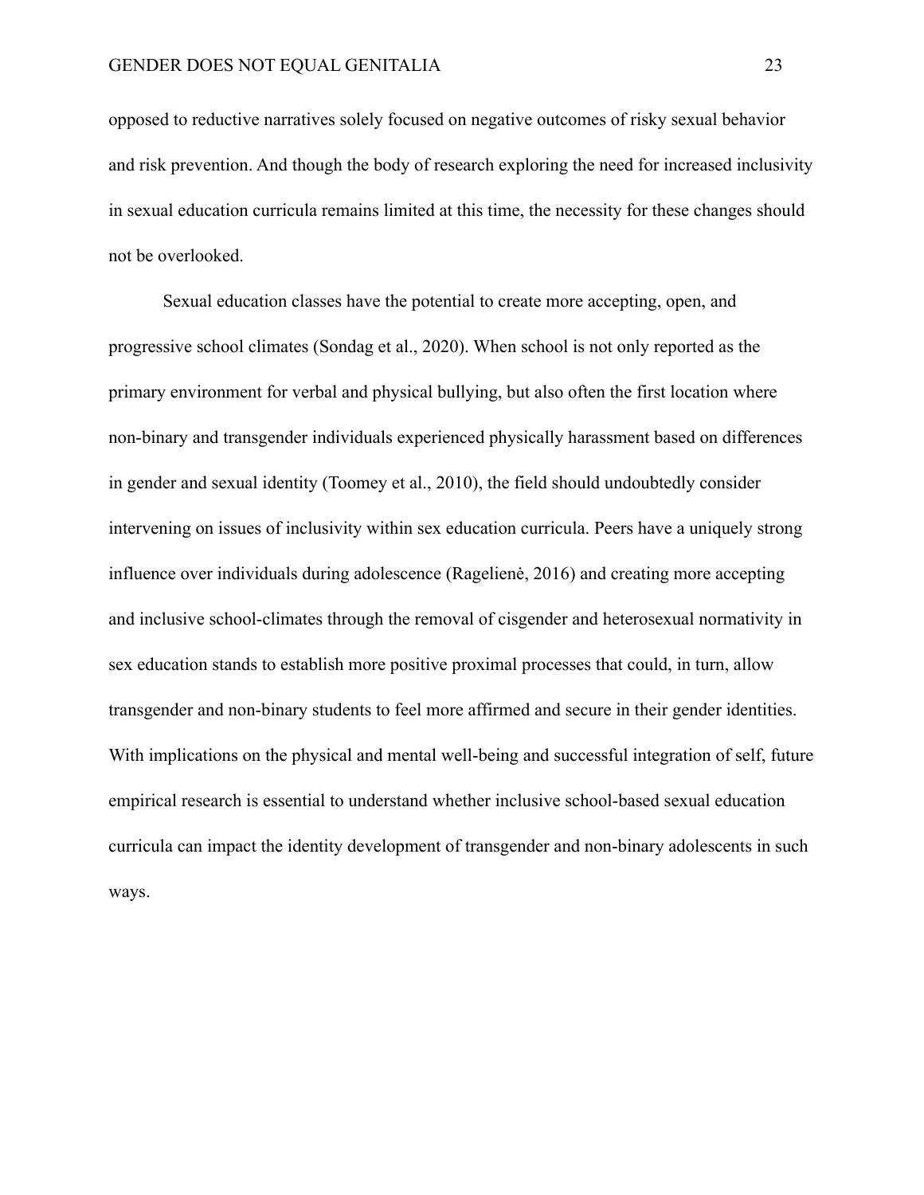opposed to reductive narratives solely focused on negative outcomes of risky sexual behavior and risk prevention. And though the body of research exploring the need for increased inclusivity in sexual education curricula remains limited at this time, the necessity for these changes should not be overlooked.

Sexual education classes have the potential to create more accepting, open, and progressive school climates (Sondag et al., 2020). When school is not only reported as the primary environment for verbal and physical bullying, but also often the first location where non-binary and transgender individuals experienced physically harassment based on differences in gender and sexual identity (Toomey et al., 2010), the field should undoubtedly consider intervening on issues of inclusivity within sex education curricula. Peers have a uniquely strong influence over individuals during adolescence (Ragelienė, 2016) and creating more accepting and inclusive school-climates through the removal of cisgender and heterosexual normativity in sex education stands to establish more positive proximal processes that could, in turn, allow transgender and non-binary students to feel more affirmed and secure in their gender identities. With implications on the physical and mental well-being and successful integration of self, future empirical research is essential to understand whether inclusive school-based sexual education curricula can impact the identity development of transgender and non-binary adolescents in such ways.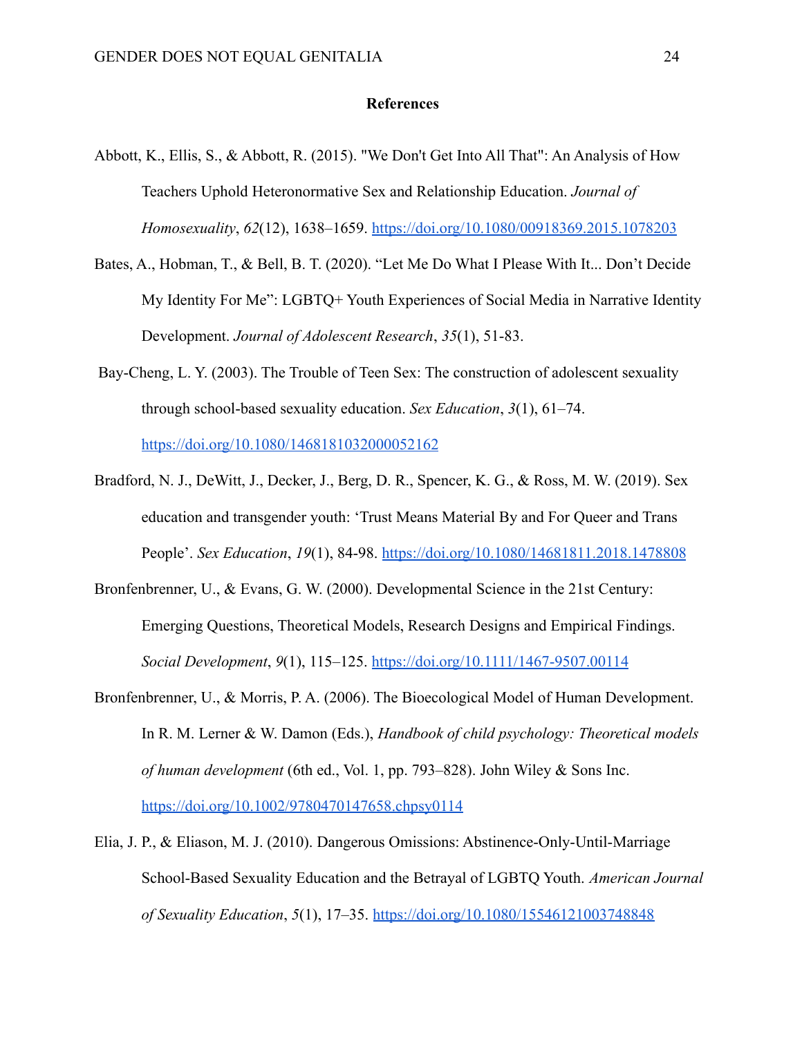# References

Abbott, K., Ellis, S., & Abbott, R. (2015). "We Don't Get Into All That": An Analysis of How Teachers Uphold Heteronormative Sex and Relationship Education. *Journal of Homosexuality*, *62*(12), 1638–1659. https://doi.org/10.1080/00918369.2015.1078203

Bates, A., Hobman, T., & Bell, B. T. (2020). "Let Me Do What I Please With It... Don't Decide My Identity For Me": LGBTQ+ Youth Experiences of Social Media in Narrative Identity Development. *Journal of Adolescent Research*, *35*(1), 51-83.

Bay-Cheng, L. Y. (2003). The Trouble of Teen Sex: The construction of adolescent sexuality through school-based sexuality education. *Sex Education*, *3*(1), 61–74. https://doi.org/10.1080/1468181032000052162

Bradford, N. J., DeWitt, J., Decker, J., Berg, D. R., Spencer, K. G., & Ross, M. W. (2019). Sex education and transgender youth: 'Trust Means Material By and For Queer and Trans People'. *Sex Education*, *19*(1), 84-98. https://doi.org/10.1080/14681811.2018.1478808

Bronfenbrenner, U., & Evans, G. W. (2000). Developmental Science in the 21st Century: Emerging Questions, Theoretical Models, Research Designs and Empirical Findings. *Social Development*, *9*(1), 115–125. https://doi.org/10.1111/1467-9507.00114

Bronfenbrenner, U., & Morris, P. A. (2006). The Bioecological Model of Human Development. In R. M. Lerner & W. Damon (Eds.), *Handbook of child psychology: Theoretical models of human development* (6th ed., Vol. 1, pp. 793–828). John Wiley & Sons Inc. https://doi.org/10.1002/9780470147658.chpsy0114

Elia, J. P., & Eliason, M. J. (2010). Dangerous Omissions: Abstinence-Only-Until-Marriage School-Based Sexuality Education and the Betrayal of LGBTQ Youth. *American Journal of Sexuality Education*, *5*(1), 17–35. https://doi.org/10.1080/15546121003748848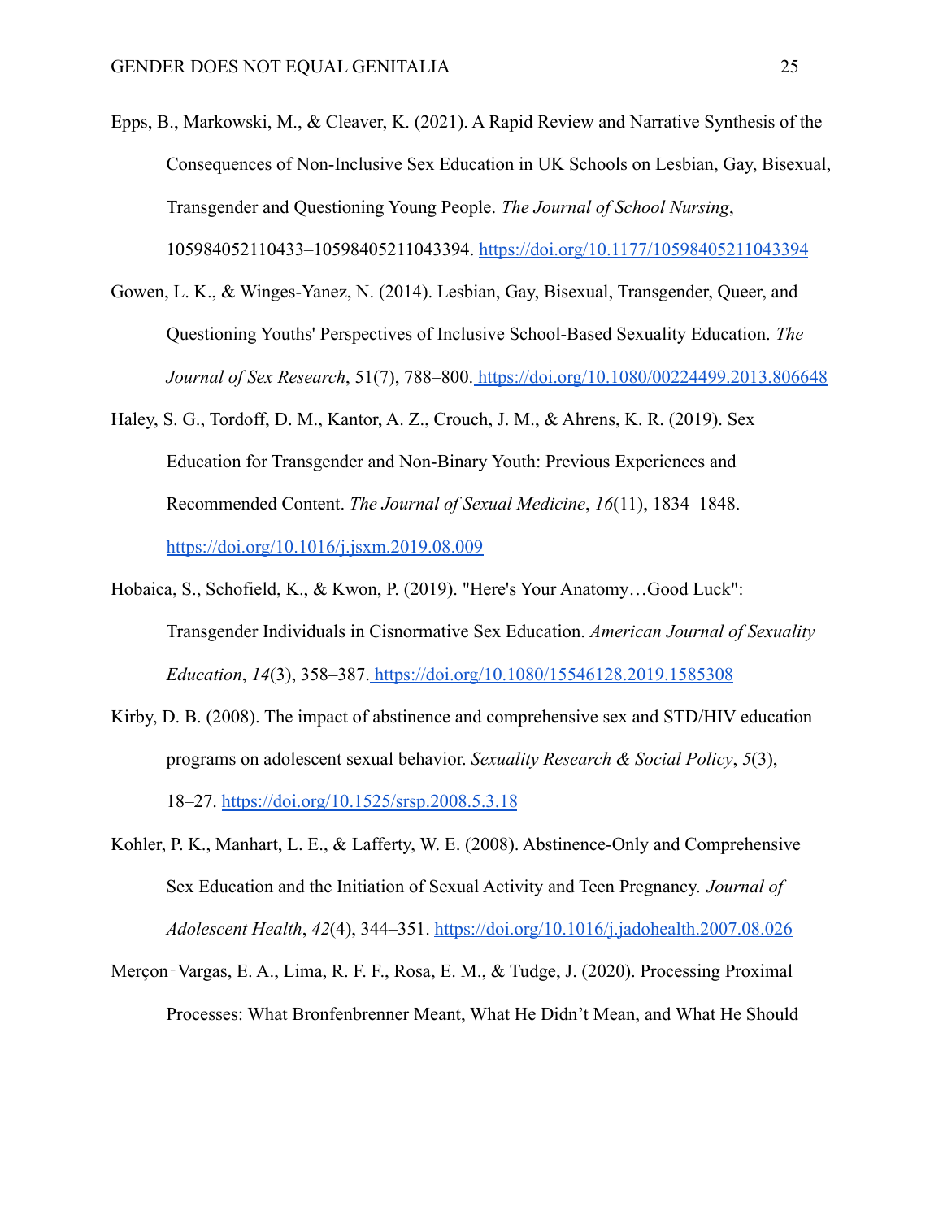Epps, B., Markowski, M., & Cleaver, K. (2021). A Rapid Review and Narrative Synthesis of the Consequences of Non-Inclusive Sex Education in UK Schools on Lesbian, Gay, Bisexual, Transgender and Questioning Young People. *The Journal of School Nursing*, 105984052110433–10598405211043394. https://doi.org/10.1177/10598405211043394

Gowen, L. K., & Winges-Yanez, N. (2014). Lesbian, Gay, Bisexual, Transgender, Queer, and Questioning Youths' Perspectives of Inclusive School-Based Sexuality Education. *The Journal of Sex Research*, 51(7), 788–800. https://doi.org/10.1080/00224499.2013.806648

Haley, S. G., Tordoff, D. M., Kantor, A. Z., Crouch, J. M., & Ahrens, K. R. (2019). Sex Education for Transgender and Non-Binary Youth: Previous Experiences and Recommended Content. *The Journal of Sexual Medicine*, *16*(11), 1834–1848. https://doi.org/10.1016/j.jsxm.2019.08.009

Hobaica, S., Schofield, K., & Kwon, P. (2019). "Here's Your Anatomy…Good Luck": Transgender Individuals in Cisnormative Sex Education. *American Journal of Sexuality Education*, *14*(3), 358–387. https://doi.org/10.1080/15546128.2019.1585308

Kirby, D. B. (2008). The impact of abstinence and comprehensive sex and STD/HIV education programs on adolescent sexual behavior. *Sexuality Research & Social Policy*, *5*(3), 18–27. https://doi.org/10.1525/srsp.2008.5.3.18

Kohler, P. K., Manhart, L. E., & Lafferty, W. E. (2008). Abstinence-Only and Comprehensive Sex Education and the Initiation of Sexual Activity and Teen Pregnancy. *Journal of Adolescent Health*, *42*(4), 344–351. https://doi.org/10.1016/j.jadohealth.2007.08.026

Merçon‑Vargas, E. A., Lima, R. F. F., Rosa, E. M., & Tudge, J. (2020). Processing Proximal Processes: What Bronfenbrenner Meant, What He Didn't Mean, and What He Should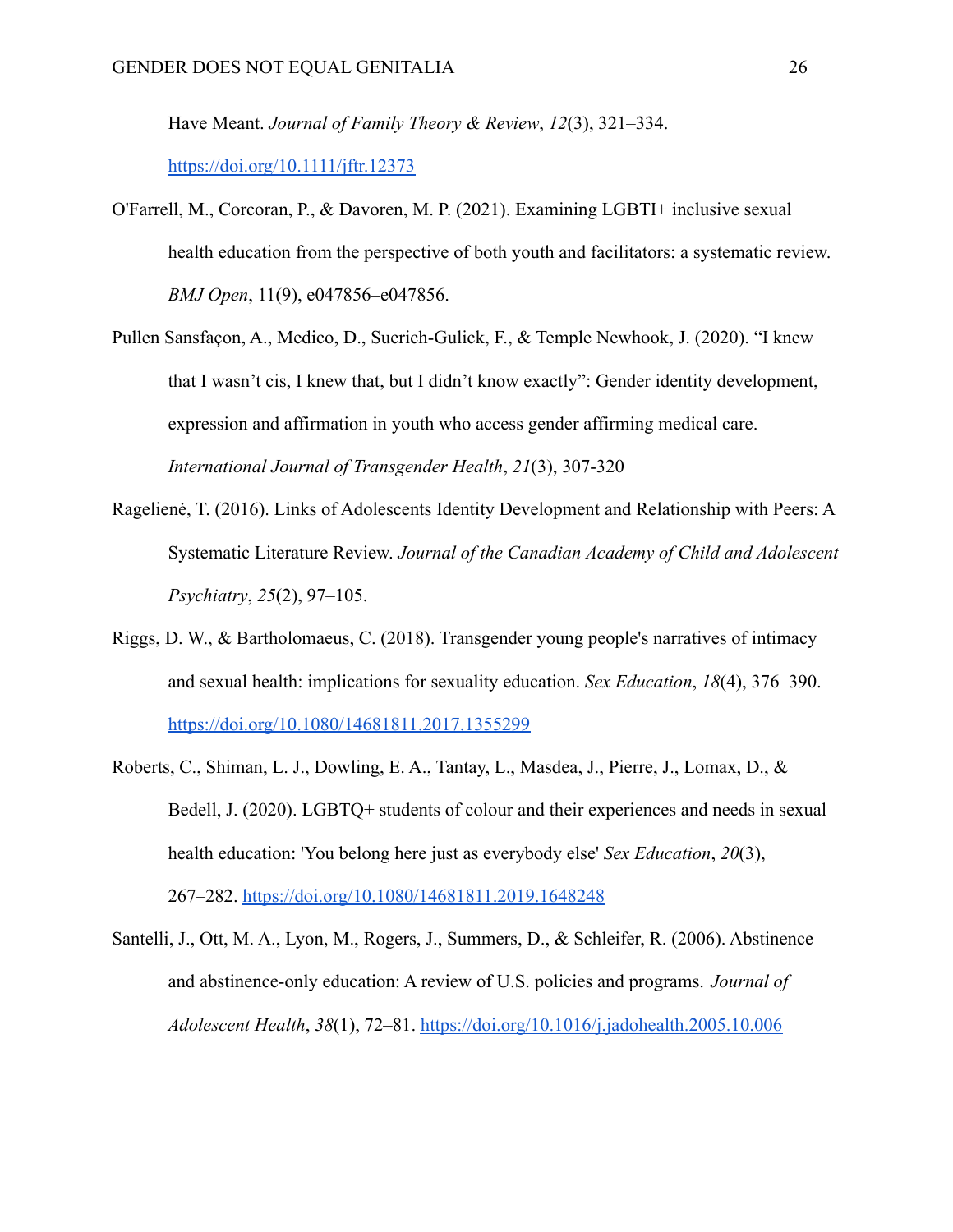Have Meant. *Journal of Family Theory & Review*, *12*(3), 321–334. https://doi.org/10.1111/jftr.12373

O'Farrell, M., Corcoran, P., & Davoren, M. P. (2021). Examining LGBTI+ inclusive sexual health education from the perspective of both youth and facilitators: a systematic review. *BMJ Open*, 11(9), e047856–e047856.

Pullen Sansfaçon, A., Medico, D., Suerich-Gulick, F., & Temple Newhook, J. (2020). "I knew that I wasn't cis, I knew that, but I didn't know exactly": Gender identity development, expression and affirmation in youth who access gender affirming medical care. *International Journal of Transgender Health*, *21*(3), 307-320

Ragelienė, T. (2016). Links of Adolescents Identity Development and Relationship with Peers: A Systematic Literature Review. *Journal of the Canadian Academy of Child and Adolescent Psychiatry*, *25*(2), 97–105.

Riggs, D. W., & Bartholomaeus, C. (2018). Transgender young people's narratives of intimacy and sexual health: implications for sexuality education. *Sex Education*, *18*(4), 376–390. https://doi.org/10.1080/14681811.2017.1355299

Roberts, C., Shiman, L. J., Dowling, E. A., Tantay, L., Masdea, J., Pierre, J., Lomax, D., & Bedell, J. (2020). LGBTQ+ students of colour and their experiences and needs in sexual health education: 'You belong here just as everybody else' *Sex Education*, *20*(3), 267–282. https://doi.org/10.1080/14681811.2019.1648248

Santelli, J., Ott, M. A., Lyon, M., Rogers, J., Summers, D., & Schleifer, R. (2006). Abstinence and abstinence-only education: A review of U.S. policies and programs. *Journal of Adolescent Health*, *38*(1), 72–81. https://doi.org/10.1016/j.jadohealth.2005.10.006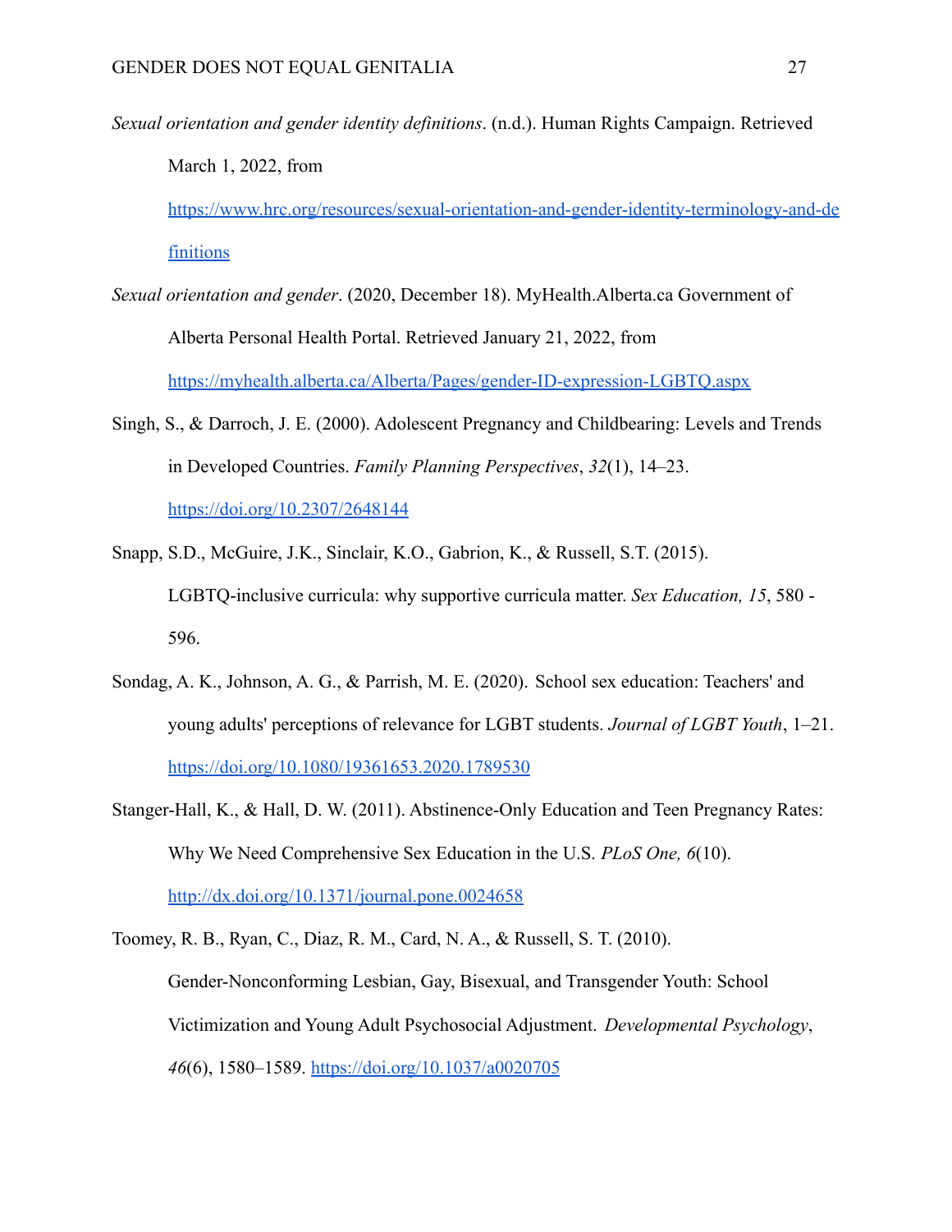*Sexual orientation and gender identity definitions*. (n.d.). Human Rights Campaign. Retrieved March 1, 2022, from https://www.hrc.org/resources/sexual-orientation-and-gender-identity-terminology-and-definitions

*Sexual orientation and gender*. (2020, December 18). MyHealth.Alberta.ca Government of Alberta Personal Health Portal. Retrieved January 21, 2022, from https://myhealth.alberta.ca/Alberta/Pages/gender-ID-expression-LGBTQ.aspx

Singh, S., & Darroch, J. E. (2000). Adolescent Pregnancy and Childbearing: Levels and Trends in Developed Countries. *Family Planning Perspectives*, *32*(1), 14–23. https://doi.org/10.2307/2648144

Snapp, S.D., McGuire, J.K., Sinclair, K.O., Gabrion, K., & Russell, S.T. (2015). LGBTQ-inclusive curricula: why supportive curricula matter. *Sex Education, 15*, 580 - 596.

Sondag, A. K., Johnson, A. G., & Parrish, M. E. (2020). School sex education: Teachers' and young adults' perceptions of relevance for LGBT students. *Journal of LGBT Youth*, 1–21. https://doi.org/10.1080/19361653.2020.1789530

Stanger-Hall, K., & Hall, D. W. (2011). Abstinence-Only Education and Teen Pregnancy Rates: Why We Need Comprehensive Sex Education in the U.S. *PLoS One, 6*(10). http://dx.doi.org/10.1371/journal.pone.0024658

Toomey, R. B., Ryan, C., Diaz, R. M., Card, N. A., & Russell, S. T. (2010). Gender-Nonconforming Lesbian, Gay, Bisexual, and Transgender Youth: School Victimization and Young Adult Psychosocial Adjustment. *Developmental Psychology*, *46*(6), 1580–1589. https://doi.org/10.1037/a0020705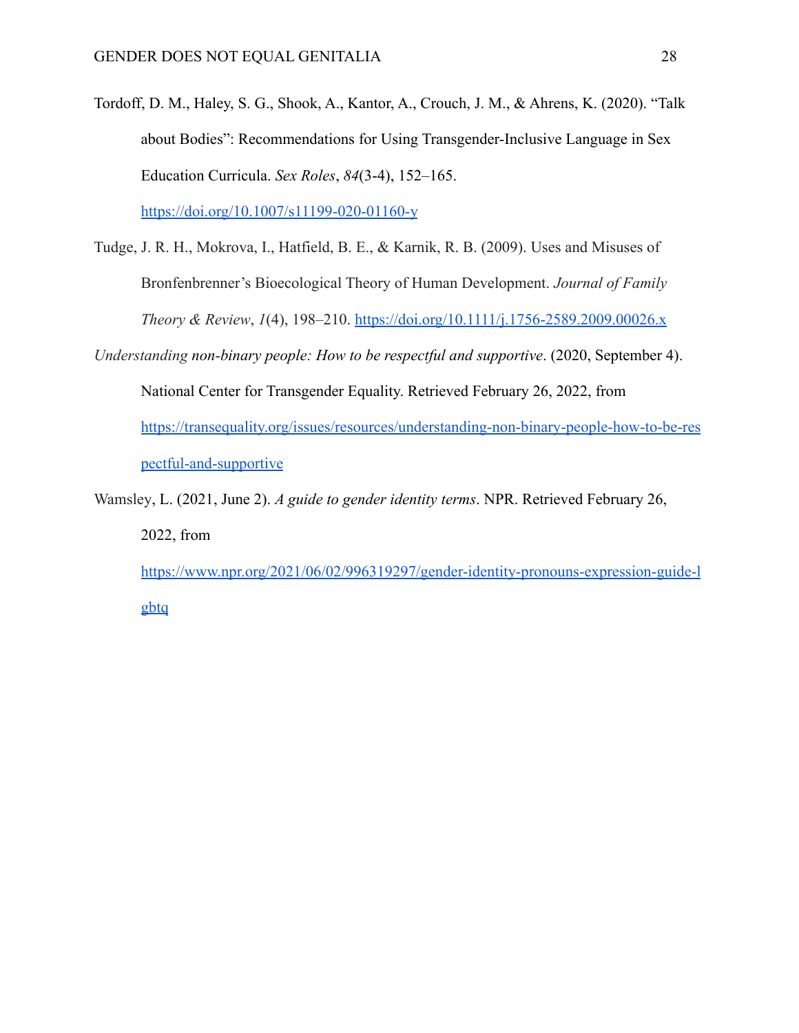Tordoff, D. M., Haley, S. G., Shook, A., Kantor, A., Crouch, J. M., & Ahrens, K. (2020). "Talk about Bodies": Recommendations for Using Transgender-Inclusive Language in Sex Education Curricula. *Sex Roles*, *84*(3-4), 152–165. https://doi.org/10.1007/s11199-020-01160-y

Tudge, J. R. H., Mokrova, I., Hatfield, B. E., & Karnik, R. B. (2009). Uses and Misuses of Bronfenbrenner's Bioecological Theory of Human Development. *Journal of Family Theory & Review*, *1*(4), 198–210. https://doi.org/10.1111/j.1756-2589.2009.00026.x

*Understanding non-binary people: How to be respectful and supportive*. (2020, September 4). National Center for Transgender Equality. Retrieved February 26, 2022, from https://transequality.org/issues/resources/understanding-non-binary-people-how-to-be-respectful-and-supportive

Wamsley, L. (2021, June 2). *A guide to gender identity terms*. NPR. Retrieved February 26, 2022, from https://www.npr.org/2021/06/02/996319297/gender-identity-pronouns-expression-guide-lgbtq